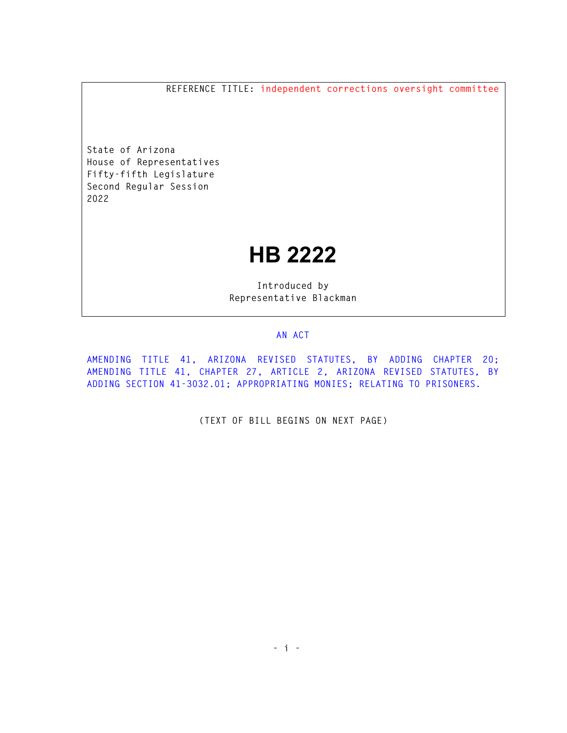REFERENCE TITLE: independent corrections oversight committee

State of Arizona
House of Representatives
Fifty-fifth Legislature
Second Regular Session
2022

# HB 2222

Introduced by
Representative Blackman

AN ACT

AMENDING TITLE 41, ARIZONA REVISED STATUTES, BY ADDING CHAPTER 20; AMENDING TITLE 41, CHAPTER 27, ARTICLE 2, ARIZONA REVISED STATUTES, BY ADDING SECTION 41-3032.01; APPROPRIATING MONIES; RELATING TO PRISONERS.

(TEXT OF BILL BEGINS ON NEXT PAGE)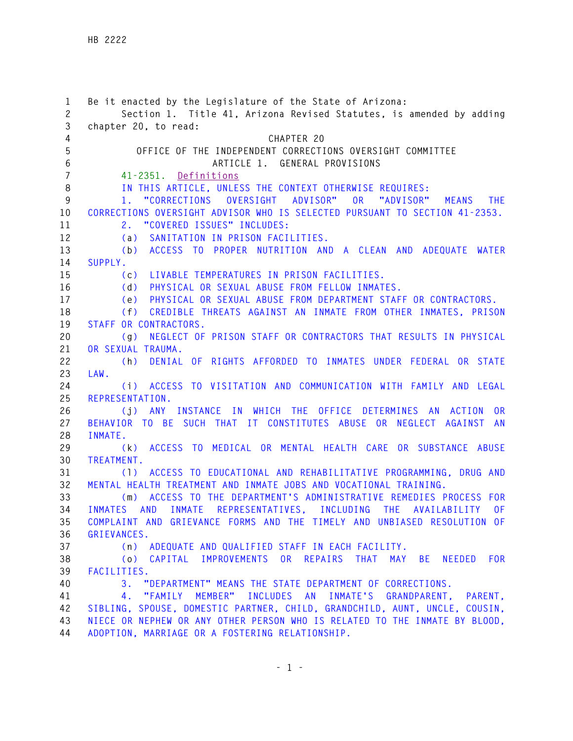Be it enacted by the Legislature of the State of Arizona:

Section 1. Title 41, Arizona Revised Statutes, is amended by adding chapter 20, to read:

CHAPTER 20

OFFICE OF THE INDEPENDENT CORRECTIONS OVERSIGHT COMMITTEE

ARTICLE 1. GENERAL PROVISIONS

41-2351. Definitions

IN THIS ARTICLE, UNLESS THE CONTEXT OTHERWISE REQUIRES:

1. "CORRECTIONS OVERSIGHT ADVISOR" OR "ADVISOR" MEANS THE CORRECTIONS OVERSIGHT ADVISOR WHO IS SELECTED PURSUANT TO SECTION 41-2353.

2. "COVERED ISSUES" INCLUDES:

(a) SANITATION IN PRISON FACILITIES.

(b) ACCESS TO PROPER NUTRITION AND A CLEAN AND ADEQUATE WATER SUPPLY.

(c) LIVABLE TEMPERATURES IN PRISON FACILITIES.

(d) PHYSICAL OR SEXUAL ABUSE FROM FELLOW INMATES.

(e) PHYSICAL OR SEXUAL ABUSE FROM DEPARTMENT STAFF OR CONTRACTORS.

(f) CREDIBLE THREATS AGAINST AN INMATE FROM OTHER INMATES, PRISON STAFF OR CONTRACTORS.

(g) NEGLECT OF PRISON STAFF OR CONTRACTORS THAT RESULTS IN PHYSICAL OR SEXUAL TRAUMA.

(h) DENIAL OF RIGHTS AFFORDED TO INMATES UNDER FEDERAL OR STATE LAW.

(i) ACCESS TO VISITATION AND COMMUNICATION WITH FAMILY AND LEGAL REPRESENTATION.

(j) ANY INSTANCE IN WHICH THE OFFICE DETERMINES AN ACTION OR BEHAVIOR TO BE SUCH THAT IT CONSTITUTES ABUSE OR NEGLECT AGAINST AN INMATE.

(k) ACCESS TO MEDICAL OR MENTAL HEALTH CARE OR SUBSTANCE ABUSE TREATMENT.

(l) ACCESS TO EDUCATIONAL AND REHABILITATIVE PROGRAMMING, DRUG AND MENTAL HEALTH TREATMENT AND INMATE JOBS AND VOCATIONAL TRAINING.

(m) ACCESS TO THE DEPARTMENT'S ADMINISTRATIVE REMEDIES PROCESS FOR INMATES AND INMATE REPRESENTATIVES, INCLUDING THE AVAILABILITY OF COMPLAINT AND GRIEVANCE FORMS AND THE TIMELY AND UNBIASED RESOLUTION OF GRIEVANCES.

(n) ADEQUATE AND QUALIFIED STAFF IN EACH FACILITY.

(o) CAPITAL IMPROVEMENTS OR REPAIRS THAT MAY BE NEEDED FOR FACILITIES.

3. "DEPARTMENT" MEANS THE STATE DEPARTMENT OF CORRECTIONS.

4. "FAMILY MEMBER" INCLUDES AN INMATE'S GRANDPARENT, PARENT, SIBLING, SPOUSE, DOMESTIC PARTNER, CHILD, GRANDCHILD, AUNT, UNCLE, COUSIN, NIECE OR NEPHEW OR ANY OTHER PERSON WHO IS RELATED TO THE INMATE BY BLOOD, ADOPTION, MARRIAGE OR A FOSTERING RELATIONSHIP.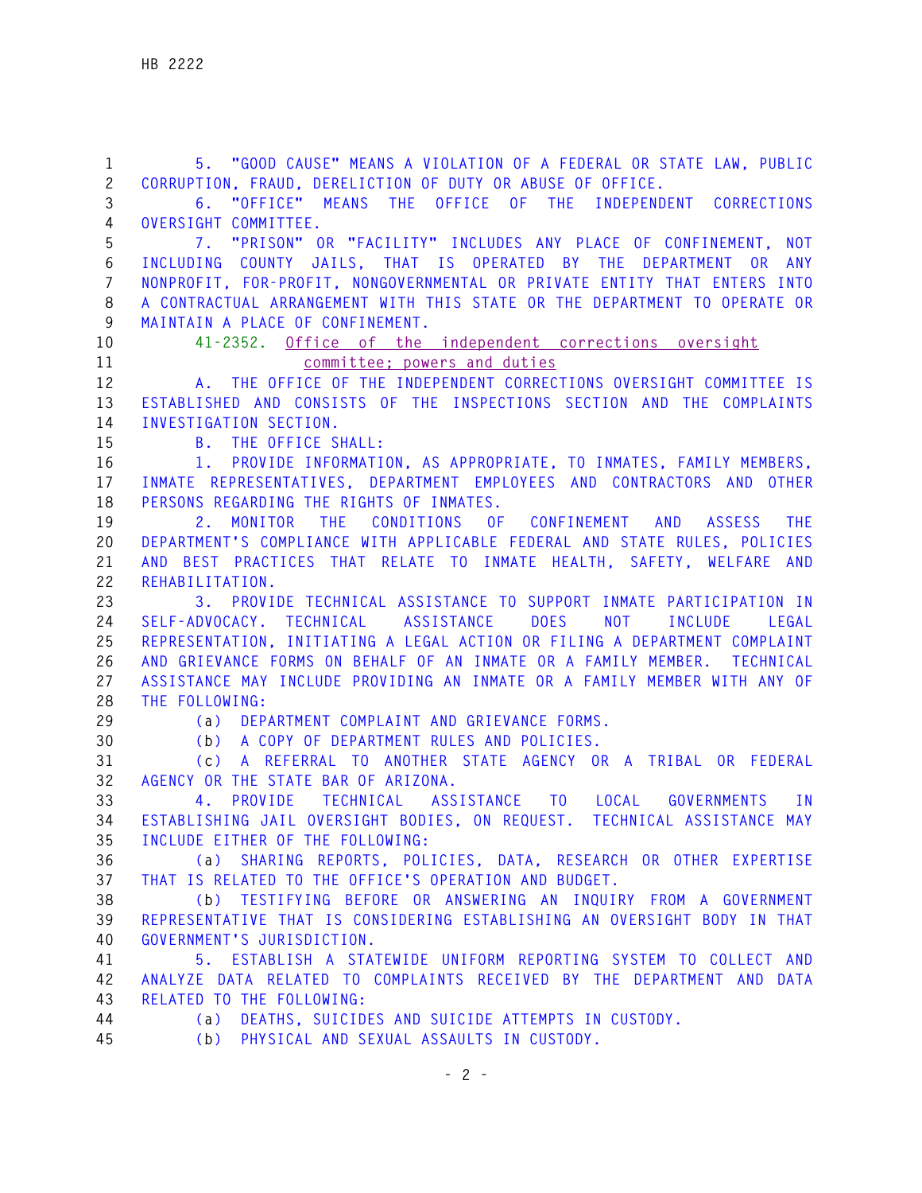5. "GOOD CAUSE" MEANS A VIOLATION OF A FEDERAL OR STATE LAW, PUBLIC CORRUPTION, FRAUD, DERELICTION OF DUTY OR ABUSE OF OFFICE.

6. "OFFICE" MEANS THE OFFICE OF THE INDEPENDENT CORRECTIONS OVERSIGHT COMMITTEE.

7. "PRISON" OR "FACILITY" INCLUDES ANY PLACE OF CONFINEMENT, NOT INCLUDING COUNTY JAILS, THAT IS OPERATED BY THE DEPARTMENT OR ANY NONPROFIT, FOR-PROFIT, NONGOVERNMENTAL OR PRIVATE ENTITY THAT ENTERS INTO A CONTRACTUAL ARRANGEMENT WITH THIS STATE OR THE DEPARTMENT TO OPERATE OR MAINTAIN A PLACE OF CONFINEMENT.

41-2352. Office of the independent corrections oversight committee; powers and duties

A. THE OFFICE OF THE INDEPENDENT CORRECTIONS OVERSIGHT COMMITTEE IS ESTABLISHED AND CONSISTS OF THE INSPECTIONS SECTION AND THE COMPLAINTS INVESTIGATION SECTION.

B. THE OFFICE SHALL:

1. PROVIDE INFORMATION, AS APPROPRIATE, TO INMATES, FAMILY MEMBERS, INMATE REPRESENTATIVES, DEPARTMENT EMPLOYEES AND CONTRACTORS AND OTHER PERSONS REGARDING THE RIGHTS OF INMATES.

2. MONITOR THE CONDITIONS OF CONFINEMENT AND ASSESS THE DEPARTMENT'S COMPLIANCE WITH APPLICABLE FEDERAL AND STATE RULES, POLICIES AND BEST PRACTICES THAT RELATE TO INMATE HEALTH, SAFETY, WELFARE AND REHABILITATION.

3. PROVIDE TECHNICAL ASSISTANCE TO SUPPORT INMATE PARTICIPATION IN SELF-ADVOCACY. TECHNICAL ASSISTANCE DOES NOT INCLUDE LEGAL REPRESENTATION, INITIATING A LEGAL ACTION OR FILING A DEPARTMENT COMPLAINT AND GRIEVANCE FORMS ON BEHALF OF AN INMATE OR A FAMILY MEMBER. TECHNICAL ASSISTANCE MAY INCLUDE PROVIDING AN INMATE OR A FAMILY MEMBER WITH ANY OF THE FOLLOWING:

(a) DEPARTMENT COMPLAINT AND GRIEVANCE FORMS.

(b) A COPY OF DEPARTMENT RULES AND POLICIES.

(c) A REFERRAL TO ANOTHER STATE AGENCY OR A TRIBAL OR FEDERAL AGENCY OR THE STATE BAR OF ARIZONA.

4. PROVIDE TECHNICAL ASSISTANCE TO LOCAL GOVERNMENTS IN ESTABLISHING JAIL OVERSIGHT BODIES, ON REQUEST. TECHNICAL ASSISTANCE MAY INCLUDE EITHER OF THE FOLLOWING:

(a) SHARING REPORTS, POLICIES, DATA, RESEARCH OR OTHER EXPERTISE THAT IS RELATED TO THE OFFICE'S OPERATION AND BUDGET.

(b) TESTIFYING BEFORE OR ANSWERING AN INQUIRY FROM A GOVERNMENT REPRESENTATIVE THAT IS CONSIDERING ESTABLISHING AN OVERSIGHT BODY IN THAT GOVERNMENT'S JURISDICTION.

5. ESTABLISH A STATEWIDE UNIFORM REPORTING SYSTEM TO COLLECT AND ANALYZE DATA RELATED TO COMPLAINTS RECEIVED BY THE DEPARTMENT AND DATA RELATED TO THE FOLLOWING:

(a) DEATHS, SUICIDES AND SUICIDE ATTEMPTS IN CUSTODY.

(b) PHYSICAL AND SEXUAL ASSAULTS IN CUSTODY.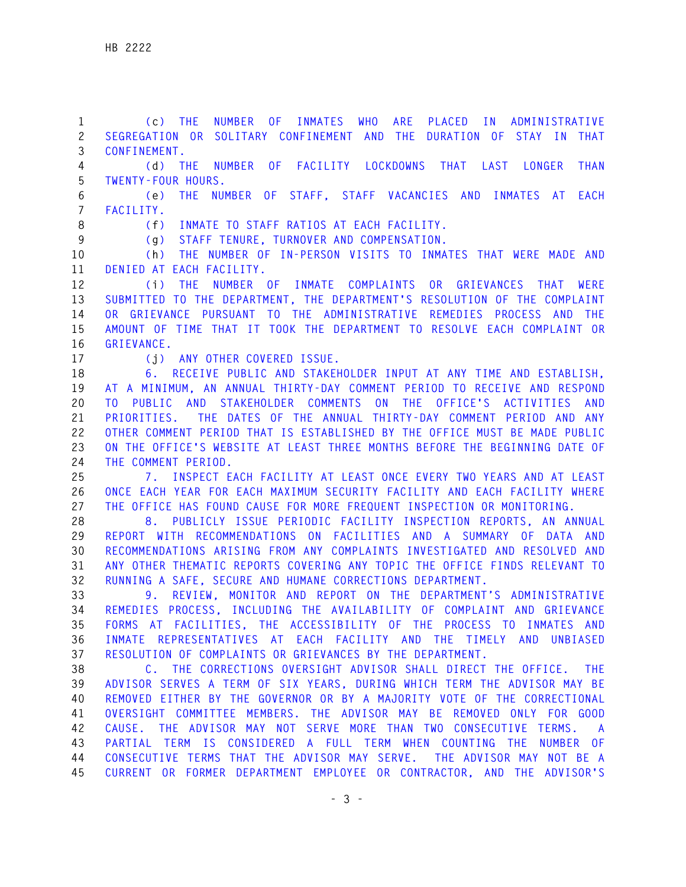(c) THE NUMBER OF INMATES WHO ARE PLACED IN ADMINISTRATIVE SEGREGATION OR SOLITARY CONFINEMENT AND THE DURATION OF STAY IN THAT CONFINEMENT.

(d) THE NUMBER OF FACILITY LOCKDOWNS THAT LAST LONGER THAN TWENTY-FOUR HOURS.

(e) THE NUMBER OF STAFF, STAFF VACANCIES AND INMATES AT EACH FACILITY.

(f) INMATE TO STAFF RATIOS AT EACH FACILITY.

(g) STAFF TENURE, TURNOVER AND COMPENSATION.

(h) THE NUMBER OF IN-PERSON VISITS TO INMATES THAT WERE MADE AND DENIED AT EACH FACILITY.

(i) THE NUMBER OF INMATE COMPLAINTS OR GRIEVANCES THAT WERE SUBMITTED TO THE DEPARTMENT, THE DEPARTMENT'S RESOLUTION OF THE COMPLAINT OR GRIEVANCE PURSUANT TO THE ADMINISTRATIVE REMEDIES PROCESS AND THE AMOUNT OF TIME THAT IT TOOK THE DEPARTMENT TO RESOLVE EACH COMPLAINT OR GRIEVANCE.

(j) ANY OTHER COVERED ISSUE.

6. RECEIVE PUBLIC AND STAKEHOLDER INPUT AT ANY TIME AND ESTABLISH, AT A MINIMUM, AN ANNUAL THIRTY-DAY COMMENT PERIOD TO RECEIVE AND RESPOND TO PUBLIC AND STAKEHOLDER COMMENTS ON THE OFFICE'S ACTIVITIES AND PRIORITIES. THE DATES OF THE ANNUAL THIRTY-DAY COMMENT PERIOD AND ANY OTHER COMMENT PERIOD THAT IS ESTABLISHED BY THE OFFICE MUST BE MADE PUBLIC ON THE OFFICE'S WEBSITE AT LEAST THREE MONTHS BEFORE THE BEGINNING DATE OF THE COMMENT PERIOD.

7. INSPECT EACH FACILITY AT LEAST ONCE EVERY TWO YEARS AND AT LEAST ONCE EACH YEAR FOR EACH MAXIMUM SECURITY FACILITY AND EACH FACILITY WHERE THE OFFICE HAS FOUND CAUSE FOR MORE FREQUENT INSPECTION OR MONITORING.

8. PUBLICLY ISSUE PERIODIC FACILITY INSPECTION REPORTS, AN ANNUAL REPORT WITH RECOMMENDATIONS ON FACILITIES AND A SUMMARY OF DATA AND RECOMMENDATIONS ARISING FROM ANY COMPLAINTS INVESTIGATED AND RESOLVED AND ANY OTHER THEMATIC REPORTS COVERING ANY TOPIC THE OFFICE FINDS RELEVANT TO RUNNING A SAFE, SECURE AND HUMANE CORRECTIONS DEPARTMENT.

9. REVIEW, MONITOR AND REPORT ON THE DEPARTMENT'S ADMINISTRATIVE REMEDIES PROCESS, INCLUDING THE AVAILABILITY OF COMPLAINT AND GRIEVANCE FORMS AT FACILITIES, THE ACCESSIBILITY OF THE PROCESS TO INMATES AND INMATE REPRESENTATIVES AT EACH FACILITY AND THE TIMELY AND UNBIASED RESOLUTION OF COMPLAINTS OR GRIEVANCES BY THE DEPARTMENT.

C. THE CORRECTIONS OVERSIGHT ADVISOR SHALL DIRECT THE OFFICE. THE ADVISOR SERVES A TERM OF SIX YEARS, DURING WHICH TERM THE ADVISOR MAY BE REMOVED EITHER BY THE GOVERNOR OR BY A MAJORITY VOTE OF THE CORRECTIONAL OVERSIGHT COMMITTEE MEMBERS. THE ADVISOR MAY BE REMOVED ONLY FOR GOOD CAUSE. THE ADVISOR MAY NOT SERVE MORE THAN TWO CONSECUTIVE TERMS. A PARTIAL TERM IS CONSIDERED A FULL TERM WHEN COUNTING THE NUMBER OF CONSECUTIVE TERMS THAT THE ADVISOR MAY SERVE. THE ADVISOR MAY NOT BE A CURRENT OR FORMER DEPARTMENT EMPLOYEE OR CONTRACTOR, AND THE ADVISOR'S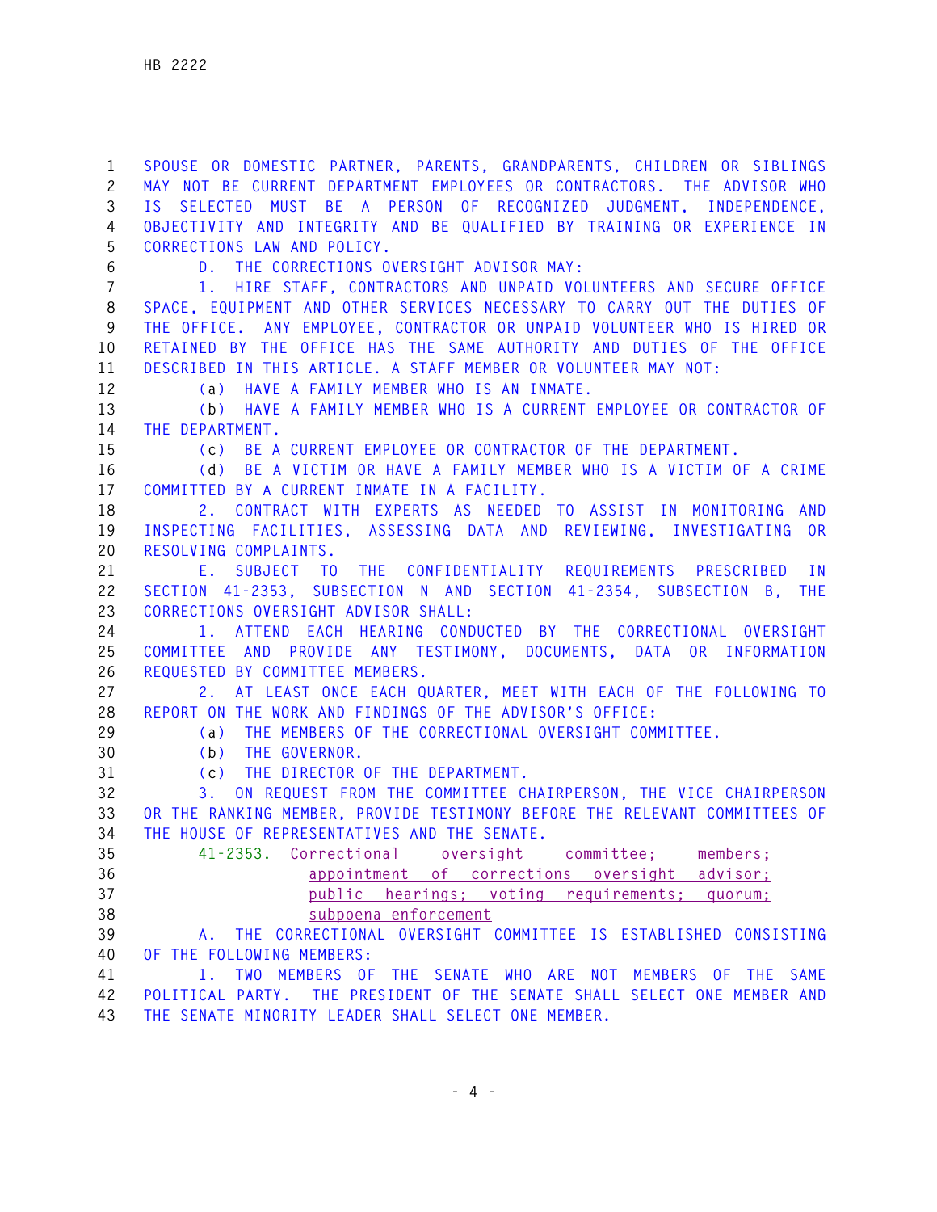SPOUSE OR DOMESTIC PARTNER, PARENTS, GRANDPARENTS, CHILDREN OR SIBLINGS MAY NOT BE CURRENT DEPARTMENT EMPLOYEES OR CONTRACTORS. THE ADVISOR WHO IS SELECTED MUST BE A PERSON OF RECOGNIZED JUDGMENT, INDEPENDENCE, OBJECTIVITY AND INTEGRITY AND BE QUALIFIED BY TRAINING OR EXPERIENCE IN CORRECTIONS LAW AND POLICY.

D. THE CORRECTIONS OVERSIGHT ADVISOR MAY:

1. HIRE STAFF, CONTRACTORS AND UNPAID VOLUNTEERS AND SECURE OFFICE SPACE, EQUIPMENT AND OTHER SERVICES NECESSARY TO CARRY OUT THE DUTIES OF THE OFFICE. ANY EMPLOYEE, CONTRACTOR OR UNPAID VOLUNTEER WHO IS HIRED OR RETAINED BY THE OFFICE HAS THE SAME AUTHORITY AND DUTIES OF THE OFFICE DESCRIBED IN THIS ARTICLE. A STAFF MEMBER OR VOLUNTEER MAY NOT:

(a) HAVE A FAMILY MEMBER WHO IS AN INMATE.

(b) HAVE A FAMILY MEMBER WHO IS A CURRENT EMPLOYEE OR CONTRACTOR OF THE DEPARTMENT.

(c) BE A CURRENT EMPLOYEE OR CONTRACTOR OF THE DEPARTMENT.

(d) BE A VICTIM OR HAVE A FAMILY MEMBER WHO IS A VICTIM OF A CRIME COMMITTED BY A CURRENT INMATE IN A FACILITY.

2. CONTRACT WITH EXPERTS AS NEEDED TO ASSIST IN MONITORING AND INSPECTING FACILITIES, ASSESSING DATA AND REVIEWING, INVESTIGATING OR RESOLVING COMPLAINTS.

E. SUBJECT TO THE CONFIDENTIALITY REQUIREMENTS PRESCRIBED IN SECTION 41-2353, SUBSECTION N AND SECTION 41-2354, SUBSECTION B, THE CORRECTIONS OVERSIGHT ADVISOR SHALL:

1. ATTEND EACH HEARING CONDUCTED BY THE CORRECTIONAL OVERSIGHT COMMITTEE AND PROVIDE ANY TESTIMONY, DOCUMENTS, DATA OR INFORMATION REQUESTED BY COMMITTEE MEMBERS.

2. AT LEAST ONCE EACH QUARTER, MEET WITH EACH OF THE FOLLOWING TO REPORT ON THE WORK AND FINDINGS OF THE ADVISOR'S OFFICE:

(a) THE MEMBERS OF THE CORRECTIONAL OVERSIGHT COMMITTEE.

(b) THE GOVERNOR.

(c) THE DIRECTOR OF THE DEPARTMENT.

3. ON REQUEST FROM THE COMMITTEE CHAIRPERSON, THE VICE CHAIRPERSON OR THE RANKING MEMBER, PROVIDE TESTIMONY BEFORE THE RELEVANT COMMITTEES OF THE HOUSE OF REPRESENTATIVES AND THE SENATE.

41-2353. Correctional oversight committee; members; appointment of corrections oversight advisor; public hearings; voting requirements; quorum; subpoena enforcement

A. THE CORRECTIONAL OVERSIGHT COMMITTEE IS ESTABLISHED CONSISTING OF THE FOLLOWING MEMBERS:

1. TWO MEMBERS OF THE SENATE WHO ARE NOT MEMBERS OF THE SAME POLITICAL PARTY. THE PRESIDENT OF THE SENATE SHALL SELECT ONE MEMBER AND THE SENATE MINORITY LEADER SHALL SELECT ONE MEMBER.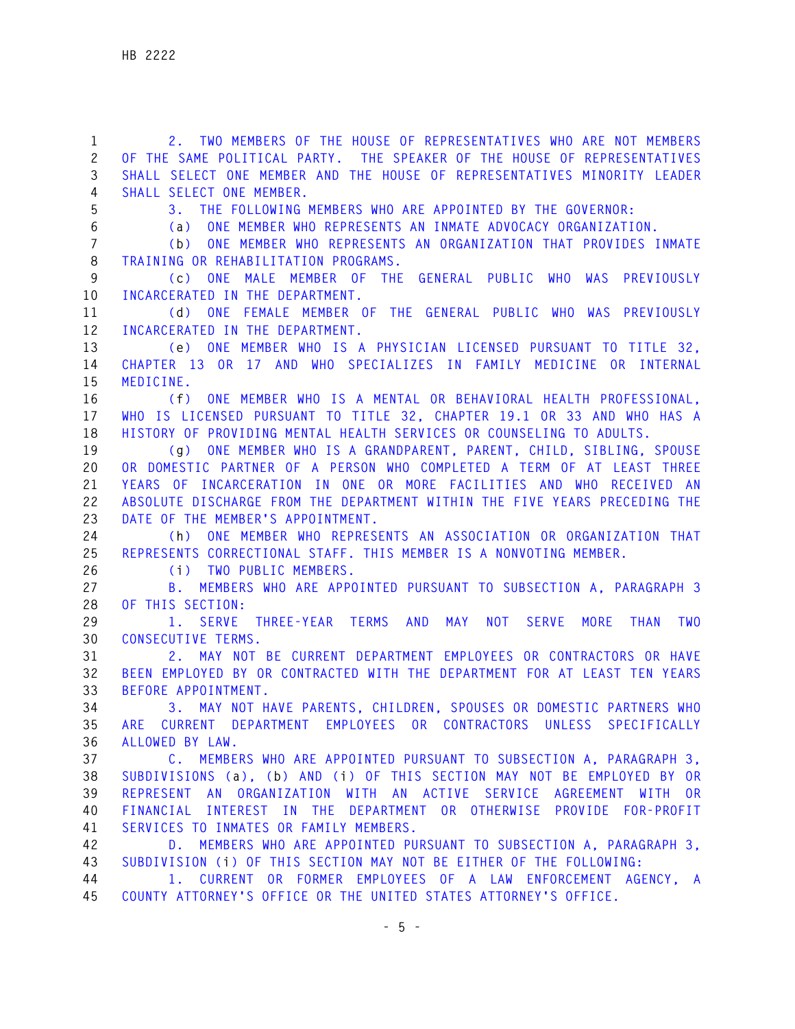2. TWO MEMBERS OF THE HOUSE OF REPRESENTATIVES WHO ARE NOT MEMBERS OF THE SAME POLITICAL PARTY. THE SPEAKER OF THE HOUSE OF REPRESENTATIVES SHALL SELECT ONE MEMBER AND THE HOUSE OF REPRESENTATIVES MINORITY LEADER SHALL SELECT ONE MEMBER.

3. THE FOLLOWING MEMBERS WHO ARE APPOINTED BY THE GOVERNOR:

(a) ONE MEMBER WHO REPRESENTS AN INMATE ADVOCACY ORGANIZATION.

(b) ONE MEMBER WHO REPRESENTS AN ORGANIZATION THAT PROVIDES INMATE TRAINING OR REHABILITATION PROGRAMS.

(c) ONE MALE MEMBER OF THE GENERAL PUBLIC WHO WAS PREVIOUSLY INCARCERATED IN THE DEPARTMENT.

(d) ONE FEMALE MEMBER OF THE GENERAL PUBLIC WHO WAS PREVIOUSLY INCARCERATED IN THE DEPARTMENT.

(e) ONE MEMBER WHO IS A PHYSICIAN LICENSED PURSUANT TO TITLE 32, CHAPTER 13 OR 17 AND WHO SPECIALIZES IN FAMILY MEDICINE OR INTERNAL MEDICINE.

(f) ONE MEMBER WHO IS A MENTAL OR BEHAVIORAL HEALTH PROFESSIONAL, WHO IS LICENSED PURSUANT TO TITLE 32, CHAPTER 19.1 OR 33 AND WHO HAS A HISTORY OF PROVIDING MENTAL HEALTH SERVICES OR COUNSELING TO ADULTS.

(g) ONE MEMBER WHO IS A GRANDPARENT, PARENT, CHILD, SIBLING, SPOUSE OR DOMESTIC PARTNER OF A PERSON WHO COMPLETED A TERM OF AT LEAST THREE YEARS OF INCARCERATION IN ONE OR MORE FACILITIES AND WHO RECEIVED AN ABSOLUTE DISCHARGE FROM THE DEPARTMENT WITHIN THE FIVE YEARS PRECEDING THE DATE OF THE MEMBER'S APPOINTMENT.

(h) ONE MEMBER WHO REPRESENTS AN ASSOCIATION OR ORGANIZATION THAT REPRESENTS CORRECTIONAL STAFF. THIS MEMBER IS A NONVOTING MEMBER.

(i) TWO PUBLIC MEMBERS.

B. MEMBERS WHO ARE APPOINTED PURSUANT TO SUBSECTION A, PARAGRAPH 3 OF THIS SECTION:

1. SERVE THREE-YEAR TERMS AND MAY NOT SERVE MORE THAN TWO CONSECUTIVE TERMS.

2. MAY NOT BE CURRENT DEPARTMENT EMPLOYEES OR CONTRACTORS OR HAVE BEEN EMPLOYED BY OR CONTRACTED WITH THE DEPARTMENT FOR AT LEAST TEN YEARS BEFORE APPOINTMENT.

3. MAY NOT HAVE PARENTS, CHILDREN, SPOUSES OR DOMESTIC PARTNERS WHO ARE CURRENT DEPARTMENT EMPLOYEES OR CONTRACTORS UNLESS SPECIFICALLY ALLOWED BY LAW.

C. MEMBERS WHO ARE APPOINTED PURSUANT TO SUBSECTION A, PARAGRAPH 3, SUBDIVISIONS (a), (b) AND (i) OF THIS SECTION MAY NOT BE EMPLOYED BY OR REPRESENT AN ORGANIZATION WITH AN ACTIVE SERVICE AGREEMENT WITH OR FINANCIAL INTEREST IN THE DEPARTMENT OR OTHERWISE PROVIDE FOR-PROFIT SERVICES TO INMATES OR FAMILY MEMBERS.

D. MEMBERS WHO ARE APPOINTED PURSUANT TO SUBSECTION A, PARAGRAPH 3, SUBDIVISION (i) OF THIS SECTION MAY NOT BE EITHER OF THE FOLLOWING:

1. CURRENT OR FORMER EMPLOYEES OF A LAW ENFORCEMENT AGENCY, A COUNTY ATTORNEY'S OFFICE OR THE UNITED STATES ATTORNEY'S OFFICE.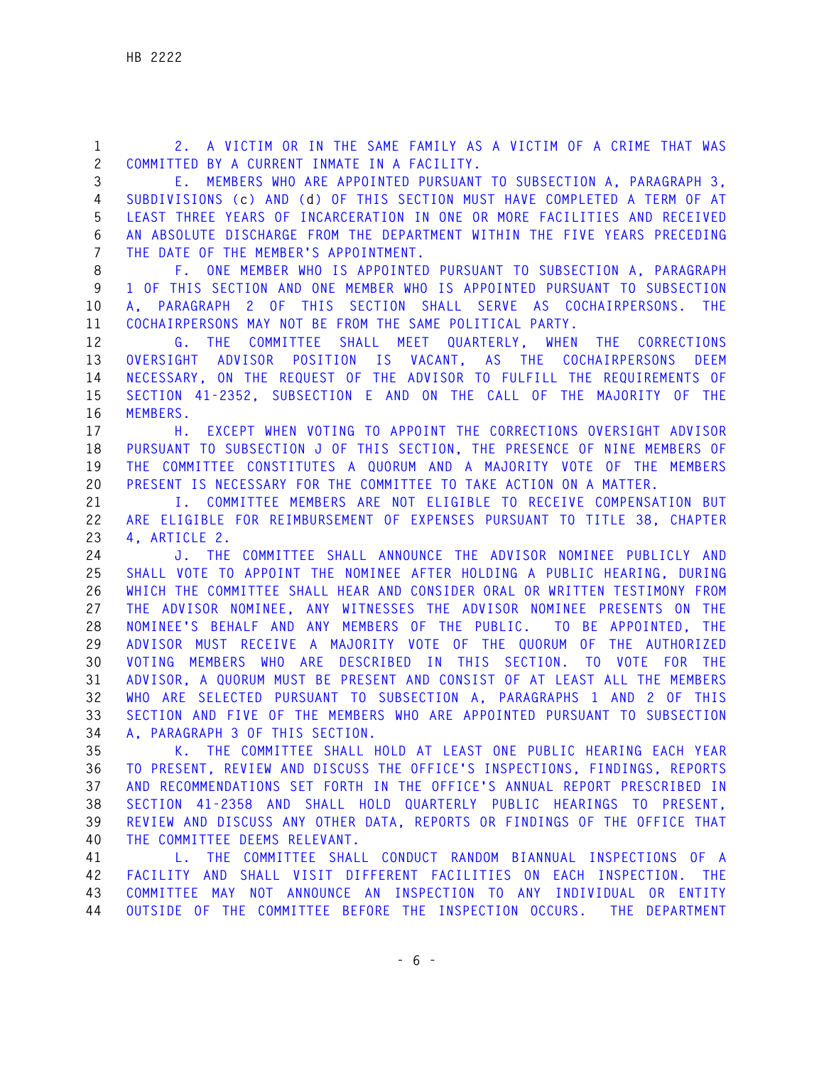2. A VICTIM OR IN THE SAME FAMILY AS A VICTIM OF A CRIME THAT WAS COMMITTED BY A CURRENT INMATE IN A FACILITY.

E. MEMBERS WHO ARE APPOINTED PURSUANT TO SUBSECTION A, PARAGRAPH 3, SUBDIVISIONS (c) AND (d) OF THIS SECTION MUST HAVE COMPLETED A TERM OF AT LEAST THREE YEARS OF INCARCERATION IN ONE OR MORE FACILITIES AND RECEIVED AN ABSOLUTE DISCHARGE FROM THE DEPARTMENT WITHIN THE FIVE YEARS PRECEDING THE DATE OF THE MEMBER'S APPOINTMENT.

F. ONE MEMBER WHO IS APPOINTED PURSUANT TO SUBSECTION A, PARAGRAPH 1 OF THIS SECTION AND ONE MEMBER WHO IS APPOINTED PURSUANT TO SUBSECTION A, PARAGRAPH 2 OF THIS SECTION SHALL SERVE AS COCHAIRPERSONS. THE COCHAIRPERSONS MAY NOT BE FROM THE SAME POLITICAL PARTY.

G. THE COMMITTEE SHALL MEET QUARTERLY, WHEN THE CORRECTIONS OVERSIGHT ADVISOR POSITION IS VACANT, AS THE COCHAIRPERSONS DEEM NECESSARY, ON THE REQUEST OF THE ADVISOR TO FULFILL THE REQUIREMENTS OF SECTION 41-2352, SUBSECTION E AND ON THE CALL OF THE MAJORITY OF THE MEMBERS.

H. EXCEPT WHEN VOTING TO APPOINT THE CORRECTIONS OVERSIGHT ADVISOR PURSUANT TO SUBSECTION J OF THIS SECTION, THE PRESENCE OF NINE MEMBERS OF THE COMMITTEE CONSTITUTES A QUORUM AND A MAJORITY VOTE OF THE MEMBERS PRESENT IS NECESSARY FOR THE COMMITTEE TO TAKE ACTION ON A MATTER.

I. COMMITTEE MEMBERS ARE NOT ELIGIBLE TO RECEIVE COMPENSATION BUT ARE ELIGIBLE FOR REIMBURSEMENT OF EXPENSES PURSUANT TO TITLE 38, CHAPTER 4, ARTICLE 2.

J. THE COMMITTEE SHALL ANNOUNCE THE ADVISOR NOMINEE PUBLICLY AND SHALL VOTE TO APPOINT THE NOMINEE AFTER HOLDING A PUBLIC HEARING, DURING WHICH THE COMMITTEE SHALL HEAR AND CONSIDER ORAL OR WRITTEN TESTIMONY FROM THE ADVISOR NOMINEE, ANY WITNESSES THE ADVISOR NOMINEE PRESENTS ON THE NOMINEE'S BEHALF AND ANY MEMBERS OF THE PUBLIC. TO BE APPOINTED, THE ADVISOR MUST RECEIVE A MAJORITY VOTE OF THE QUORUM OF THE AUTHORIZED VOTING MEMBERS WHO ARE DESCRIBED IN THIS SECTION. TO VOTE FOR THE ADVISOR, A QUORUM MUST BE PRESENT AND CONSIST OF AT LEAST ALL THE MEMBERS WHO ARE SELECTED PURSUANT TO SUBSECTION A, PARAGRAPHS 1 AND 2 OF THIS SECTION AND FIVE OF THE MEMBERS WHO ARE APPOINTED PURSUANT TO SUBSECTION A, PARAGRAPH 3 OF THIS SECTION.

K. THE COMMITTEE SHALL HOLD AT LEAST ONE PUBLIC HEARING EACH YEAR TO PRESENT, REVIEW AND DISCUSS THE OFFICE'S INSPECTIONS, FINDINGS, REPORTS AND RECOMMENDATIONS SET FORTH IN THE OFFICE'S ANNUAL REPORT PRESCRIBED IN SECTION 41-2358 AND SHALL HOLD QUARTERLY PUBLIC HEARINGS TO PRESENT, REVIEW AND DISCUSS ANY OTHER DATA, REPORTS OR FINDINGS OF THE OFFICE THAT THE COMMITTEE DEEMS RELEVANT.

L. THE COMMITTEE SHALL CONDUCT RANDOM BIANNUAL INSPECTIONS OF A FACILITY AND SHALL VISIT DIFFERENT FACILITIES ON EACH INSPECTION. THE COMMITTEE MAY NOT ANNOUNCE AN INSPECTION TO ANY INDIVIDUAL OR ENTITY OUTSIDE OF THE COMMITTEE BEFORE THE INSPECTION OCCURS. THE DEPARTMENT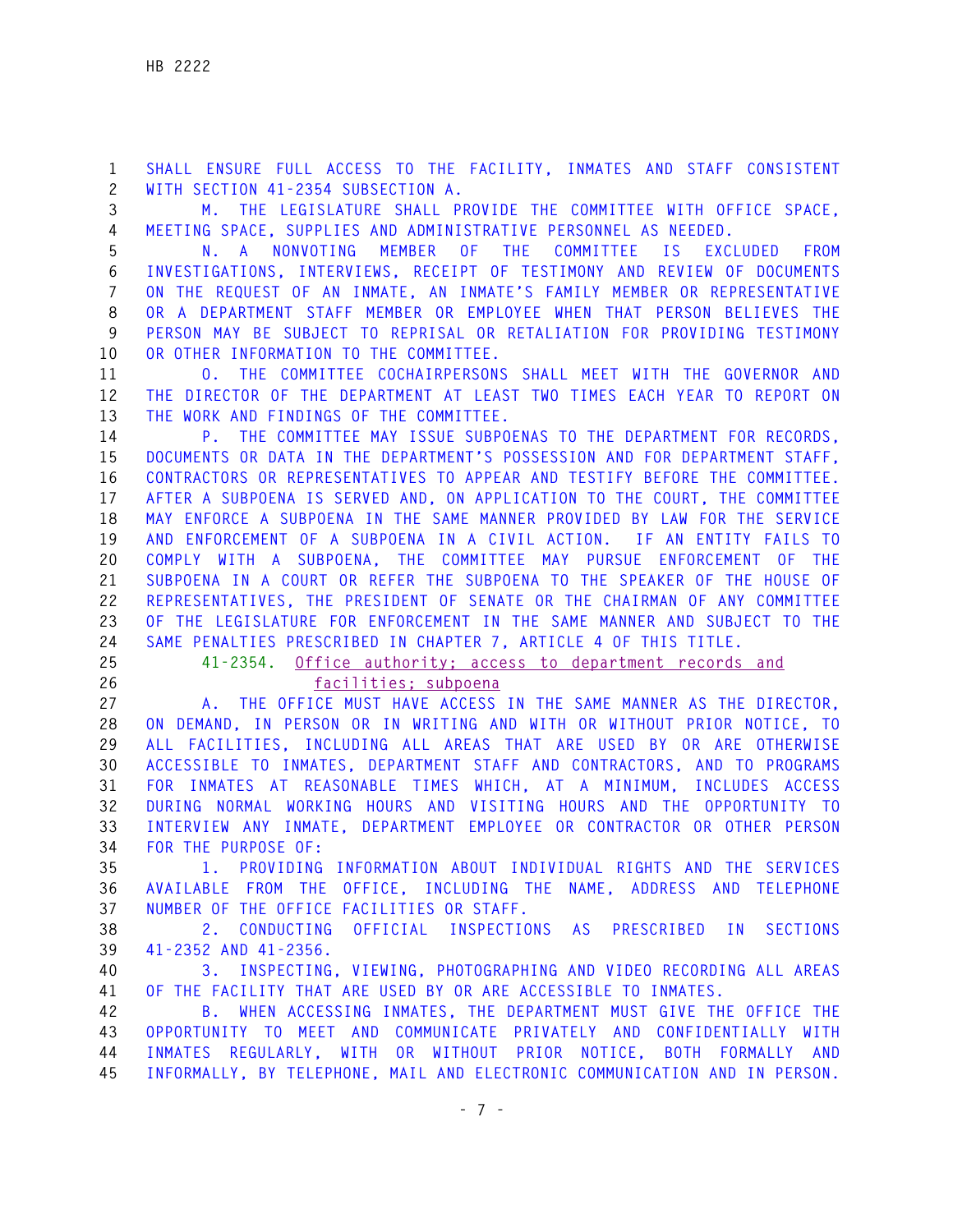SHALL ENSURE FULL ACCESS TO THE FACILITY, INMATES AND STAFF CONSISTENT WITH SECTION 41-2354 SUBSECTION A.

M. THE LEGISLATURE SHALL PROVIDE THE COMMITTEE WITH OFFICE SPACE, MEETING SPACE, SUPPLIES AND ADMINISTRATIVE PERSONNEL AS NEEDED.

N. A NONVOTING MEMBER OF THE COMMITTEE IS EXCLUDED FROM INVESTIGATIONS, INTERVIEWS, RECEIPT OF TESTIMONY AND REVIEW OF DOCUMENTS ON THE REQUEST OF AN INMATE, AN INMATE'S FAMILY MEMBER OR REPRESENTATIVE OR A DEPARTMENT STAFF MEMBER OR EMPLOYEE WHEN THAT PERSON BELIEVES THE PERSON MAY BE SUBJECT TO REPRISAL OR RETALIATION FOR PROVIDING TESTIMONY OR OTHER INFORMATION TO THE COMMITTEE.

O. THE COMMITTEE COCHAIRPERSONS SHALL MEET WITH THE GOVERNOR AND THE DIRECTOR OF THE DEPARTMENT AT LEAST TWO TIMES EACH YEAR TO REPORT ON THE WORK AND FINDINGS OF THE COMMITTEE.

P. THE COMMITTEE MAY ISSUE SUBPOENAS TO THE DEPARTMENT FOR RECORDS, DOCUMENTS OR DATA IN THE DEPARTMENT'S POSSESSION AND FOR DEPARTMENT STAFF, CONTRACTORS OR REPRESENTATIVES TO APPEAR AND TESTIFY BEFORE THE COMMITTEE. AFTER A SUBPOENA IS SERVED AND, ON APPLICATION TO THE COURT, THE COMMITTEE MAY ENFORCE A SUBPOENA IN THE SAME MANNER PROVIDED BY LAW FOR THE SERVICE AND ENFORCEMENT OF A SUBPOENA IN A CIVIL ACTION. IF AN ENTITY FAILS TO COMPLY WITH A SUBPOENA, THE COMMITTEE MAY PURSUE ENFORCEMENT OF THE SUBPOENA IN A COURT OR REFER THE SUBPOENA TO THE SPEAKER OF THE HOUSE OF REPRESENTATIVES, THE PRESIDENT OF SENATE OR THE CHAIRMAN OF ANY COMMITTEE OF THE LEGISLATURE FOR ENFORCEMENT IN THE SAME MANNER AND SUBJECT TO THE SAME PENALTIES PRESCRIBED IN CHAPTER 7, ARTICLE 4 OF THIS TITLE.

41-2354. Office authority; access to department records and facilities; subpoena

A. THE OFFICE MUST HAVE ACCESS IN THE SAME MANNER AS THE DIRECTOR, ON DEMAND, IN PERSON OR IN WRITING AND WITH OR WITHOUT PRIOR NOTICE, TO ALL FACILITIES, INCLUDING ALL AREAS THAT ARE USED BY OR ARE OTHERWISE ACCESSIBLE TO INMATES, DEPARTMENT STAFF AND CONTRACTORS, AND TO PROGRAMS FOR INMATES AT REASONABLE TIMES WHICH, AT A MINIMUM, INCLUDES ACCESS DURING NORMAL WORKING HOURS AND VISITING HOURS AND THE OPPORTUNITY TO INTERVIEW ANY INMATE, DEPARTMENT EMPLOYEE OR CONTRACTOR OR OTHER PERSON FOR THE PURPOSE OF:

1. PROVIDING INFORMATION ABOUT INDIVIDUAL RIGHTS AND THE SERVICES AVAILABLE FROM THE OFFICE, INCLUDING THE NAME, ADDRESS AND TELEPHONE NUMBER OF THE OFFICE FACILITIES OR STAFF.

2. CONDUCTING OFFICIAL INSPECTIONS AS PRESCRIBED IN SECTIONS 41-2352 AND 41-2356.

3. INSPECTING, VIEWING, PHOTOGRAPHING AND VIDEO RECORDING ALL AREAS OF THE FACILITY THAT ARE USED BY OR ARE ACCESSIBLE TO INMATES.

B. WHEN ACCESSING INMATES, THE DEPARTMENT MUST GIVE THE OFFICE THE OPPORTUNITY TO MEET AND COMMUNICATE PRIVATELY AND CONFIDENTIALLY WITH INMATES REGULARLY, WITH OR WITHOUT PRIOR NOTICE, BOTH FORMALLY AND INFORMALLY, BY TELEPHONE, MAIL AND ELECTRONIC COMMUNICATION AND IN PERSON.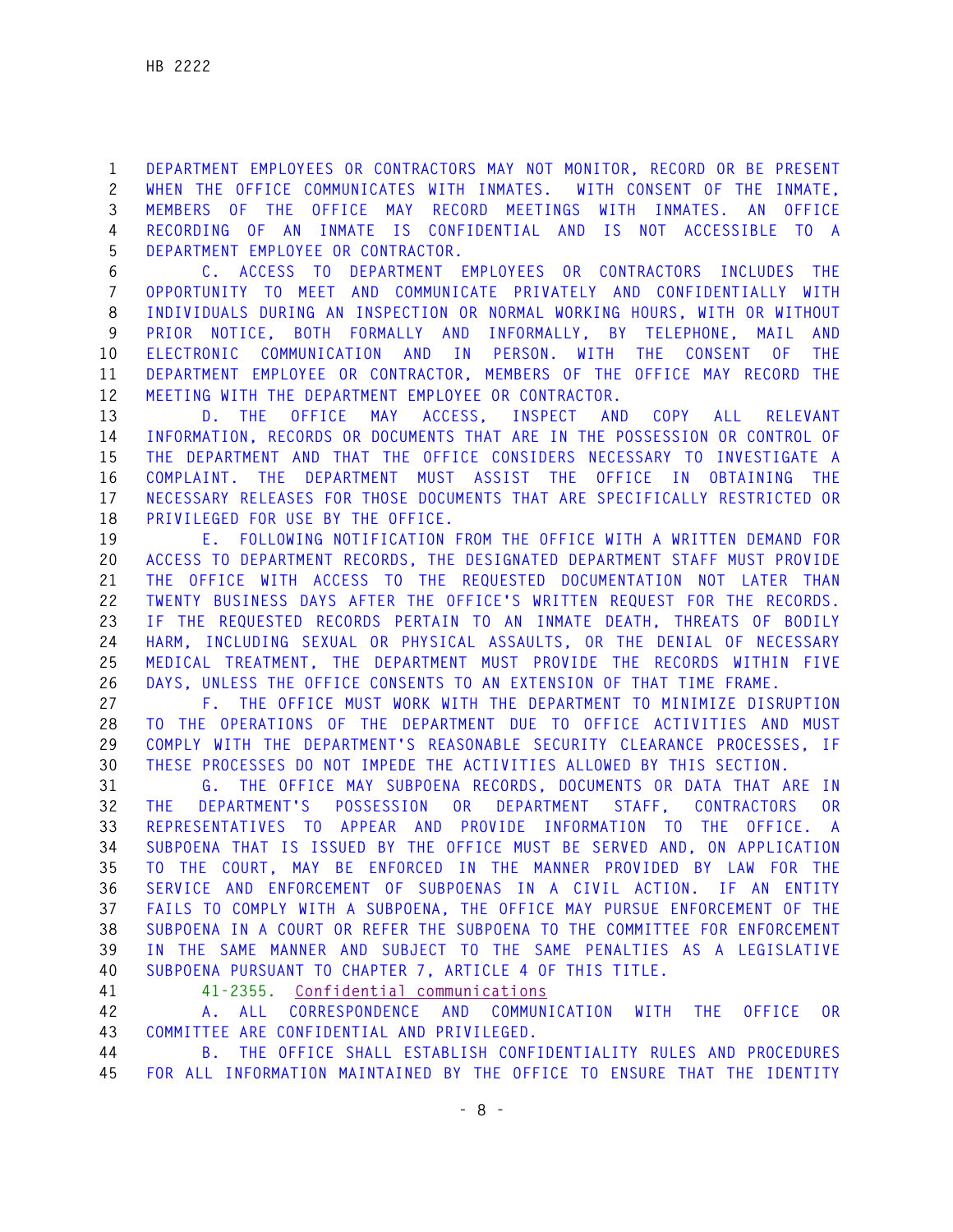DEPARTMENT EMPLOYEES OR CONTRACTORS MAY NOT MONITOR, RECORD OR BE PRESENT WHEN THE OFFICE COMMUNICATES WITH INMATES. WITH CONSENT OF THE INMATE, MEMBERS OF THE OFFICE MAY RECORD MEETINGS WITH INMATES. AN OFFICE RECORDING OF AN INMATE IS CONFIDENTIAL AND IS NOT ACCESSIBLE TO A DEPARTMENT EMPLOYEE OR CONTRACTOR.

C. ACCESS TO DEPARTMENT EMPLOYEES OR CONTRACTORS INCLUDES THE OPPORTUNITY TO MEET AND COMMUNICATE PRIVATELY AND CONFIDENTIALLY WITH INDIVIDUALS DURING AN INSPECTION OR NORMAL WORKING HOURS, WITH OR WITHOUT PRIOR NOTICE, BOTH FORMALLY AND INFORMALLY, BY TELEPHONE, MAIL AND ELECTRONIC COMMUNICATION AND IN PERSON. WITH THE CONSENT OF THE DEPARTMENT EMPLOYEE OR CONTRACTOR, MEMBERS OF THE OFFICE MAY RECORD THE MEETING WITH THE DEPARTMENT EMPLOYEE OR CONTRACTOR.

D. THE OFFICE MAY ACCESS, INSPECT AND COPY ALL RELEVANT INFORMATION, RECORDS OR DOCUMENTS THAT ARE IN THE POSSESSION OR CONTROL OF THE DEPARTMENT AND THAT THE OFFICE CONSIDERS NECESSARY TO INVESTIGATE A COMPLAINT. THE DEPARTMENT MUST ASSIST THE OFFICE IN OBTAINING THE NECESSARY RELEASES FOR THOSE DOCUMENTS THAT ARE SPECIFICALLY RESTRICTED OR PRIVILEGED FOR USE BY THE OFFICE.

E. FOLLOWING NOTIFICATION FROM THE OFFICE WITH A WRITTEN DEMAND FOR ACCESS TO DEPARTMENT RECORDS, THE DESIGNATED DEPARTMENT STAFF MUST PROVIDE THE OFFICE WITH ACCESS TO THE REQUESTED DOCUMENTATION NOT LATER THAN TWENTY BUSINESS DAYS AFTER THE OFFICE'S WRITTEN REQUEST FOR THE RECORDS. IF THE REQUESTED RECORDS PERTAIN TO AN INMATE DEATH, THREATS OF BODILY HARM, INCLUDING SEXUAL OR PHYSICAL ASSAULTS, OR THE DENIAL OF NECESSARY MEDICAL TREATMENT, THE DEPARTMENT MUST PROVIDE THE RECORDS WITHIN FIVE DAYS, UNLESS THE OFFICE CONSENTS TO AN EXTENSION OF THAT TIME FRAME.

F. THE OFFICE MUST WORK WITH THE DEPARTMENT TO MINIMIZE DISRUPTION TO THE OPERATIONS OF THE DEPARTMENT DUE TO OFFICE ACTIVITIES AND MUST COMPLY WITH THE DEPARTMENT'S REASONABLE SECURITY CLEARANCE PROCESSES, IF THESE PROCESSES DO NOT IMPEDE THE ACTIVITIES ALLOWED BY THIS SECTION.

G. THE OFFICE MAY SUBPOENA RECORDS, DOCUMENTS OR DATA THAT ARE IN THE DEPARTMENT'S POSSESSION OR DEPARTMENT STAFF, CONTRACTORS OR REPRESENTATIVES TO APPEAR AND PROVIDE INFORMATION TO THE OFFICE. A SUBPOENA THAT IS ISSUED BY THE OFFICE MUST BE SERVED AND, ON APPLICATION TO THE COURT, MAY BE ENFORCED IN THE MANNER PROVIDED BY LAW FOR THE SERVICE AND ENFORCEMENT OF SUBPOENAS IN A CIVIL ACTION. IF AN ENTITY FAILS TO COMPLY WITH A SUBPOENA, THE OFFICE MAY PURSUE ENFORCEMENT OF THE SUBPOENA IN A COURT OR REFER THE SUBPOENA TO THE COMMITTEE FOR ENFORCEMENT IN THE SAME MANNER AND SUBJECT TO THE SAME PENALTIES AS A LEGISLATIVE SUBPOENA PURSUANT TO CHAPTER 7, ARTICLE 4 OF THIS TITLE.

41-2355. Confidential communications

A. ALL CORRESPONDENCE AND COMMUNICATION WITH THE OFFICE OR COMMITTEE ARE CONFIDENTIAL AND PRIVILEGED.

B. THE OFFICE SHALL ESTABLISH CONFIDENTIALITY RULES AND PROCEDURES FOR ALL INFORMATION MAINTAINED BY THE OFFICE TO ENSURE THAT THE IDENTITY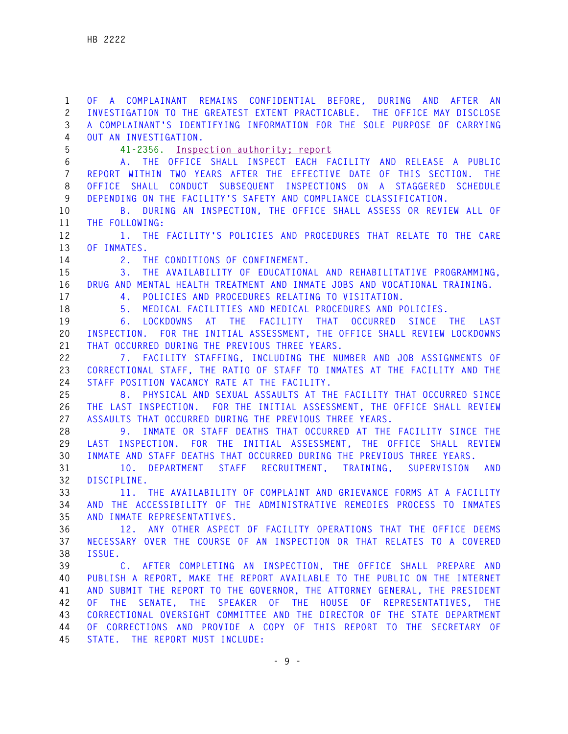OF A COMPLAINANT REMAINS CONFIDENTIAL BEFORE, DURING AND AFTER AN INVESTIGATION TO THE GREATEST EXTENT PRACTICABLE. THE OFFICE MAY DISCLOSE A COMPLAINANT'S IDENTIFYING INFORMATION FOR THE SOLE PURPOSE OF CARRYING OUT AN INVESTIGATION.

41-2356. Inspection authority; report

A. THE OFFICE SHALL INSPECT EACH FACILITY AND RELEASE A PUBLIC REPORT WITHIN TWO YEARS AFTER THE EFFECTIVE DATE OF THIS SECTION. THE OFFICE SHALL CONDUCT SUBSEQUENT INSPECTIONS ON A STAGGERED SCHEDULE DEPENDING ON THE FACILITY'S SAFETY AND COMPLIANCE CLASSIFICATION.

B. DURING AN INSPECTION, THE OFFICE SHALL ASSESS OR REVIEW ALL OF THE FOLLOWING:

1. THE FACILITY'S POLICIES AND PROCEDURES THAT RELATE TO THE CARE OF INMATES.

2. THE CONDITIONS OF CONFINEMENT.

3. THE AVAILABILITY OF EDUCATIONAL AND REHABILITATIVE PROGRAMMING, DRUG AND MENTAL HEALTH TREATMENT AND INMATE JOBS AND VOCATIONAL TRAINING.

4. POLICIES AND PROCEDURES RELATING TO VISITATION.

5. MEDICAL FACILITIES AND MEDICAL PROCEDURES AND POLICIES.

6. LOCKDOWNS AT THE FACILITY THAT OCCURRED SINCE THE LAST INSPECTION. FOR THE INITIAL ASSESSMENT, THE OFFICE SHALL REVIEW LOCKDOWNS THAT OCCURRED DURING THE PREVIOUS THREE YEARS.

7. FACILITY STAFFING, INCLUDING THE NUMBER AND JOB ASSIGNMENTS OF CORRECTIONAL STAFF, THE RATIO OF STAFF TO INMATES AT THE FACILITY AND THE STAFF POSITION VACANCY RATE AT THE FACILITY.

8. PHYSICAL AND SEXUAL ASSAULTS AT THE FACILITY THAT OCCURRED SINCE THE LAST INSPECTION. FOR THE INITIAL ASSESSMENT, THE OFFICE SHALL REVIEW ASSAULTS THAT OCCURRED DURING THE PREVIOUS THREE YEARS.

9. INMATE OR STAFF DEATHS THAT OCCURRED AT THE FACILITY SINCE THE LAST INSPECTION. FOR THE INITIAL ASSESSMENT, THE OFFICE SHALL REVIEW INMATE AND STAFF DEATHS THAT OCCURRED DURING THE PREVIOUS THREE YEARS.

10. DEPARTMENT STAFF RECRUITMENT, TRAINING, SUPERVISION AND DISCIPLINE.

11. THE AVAILABILITY OF COMPLAINT AND GRIEVANCE FORMS AT A FACILITY AND THE ACCESSIBILITY OF THE ADMINISTRATIVE REMEDIES PROCESS TO INMATES AND INMATE REPRESENTATIVES.

12. ANY OTHER ASPECT OF FACILITY OPERATIONS THAT THE OFFICE DEEMS NECESSARY OVER THE COURSE OF AN INSPECTION OR THAT RELATES TO A COVERED ISSUE.

C. AFTER COMPLETING AN INSPECTION, THE OFFICE SHALL PREPARE AND PUBLISH A REPORT, MAKE THE REPORT AVAILABLE TO THE PUBLIC ON THE INTERNET AND SUBMIT THE REPORT TO THE GOVERNOR, THE ATTORNEY GENERAL, THE PRESIDENT OF THE SENATE, THE SPEAKER OF THE HOUSE OF REPRESENTATIVES, THE CORRECTIONAL OVERSIGHT COMMITTEE AND THE DIRECTOR OF THE STATE DEPARTMENT OF CORRECTIONS AND PROVIDE A COPY OF THIS REPORT TO THE SECRETARY OF STATE. THE REPORT MUST INCLUDE: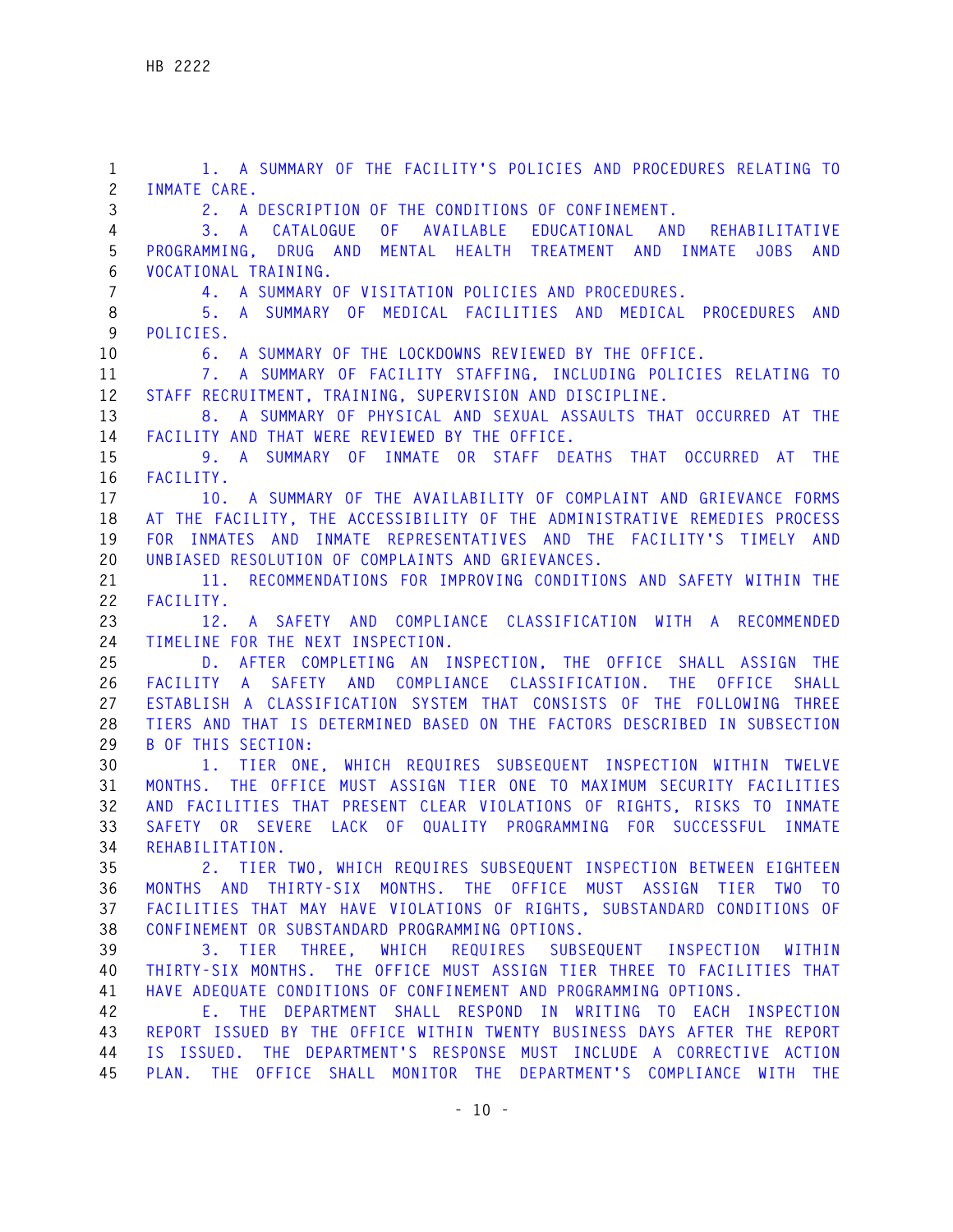1. A SUMMARY OF THE FACILITY'S POLICIES AND PROCEDURES RELATING TO INMATE CARE.

2. A DESCRIPTION OF THE CONDITIONS OF CONFINEMENT.

3. A CATALOGUE OF AVAILABLE EDUCATIONAL AND REHABILITATIVE PROGRAMMING, DRUG AND MENTAL HEALTH TREATMENT AND INMATE JOBS AND VOCATIONAL TRAINING.

4. A SUMMARY OF VISITATION POLICIES AND PROCEDURES.

5. A SUMMARY OF MEDICAL FACILITIES AND MEDICAL PROCEDURES AND POLICIES.

6. A SUMMARY OF THE LOCKDOWNS REVIEWED BY THE OFFICE.

7. A SUMMARY OF FACILITY STAFFING, INCLUDING POLICIES RELATING TO STAFF RECRUITMENT, TRAINING, SUPERVISION AND DISCIPLINE.

8. A SUMMARY OF PHYSICAL AND SEXUAL ASSAULTS THAT OCCURRED AT THE FACILITY AND THAT WERE REVIEWED BY THE OFFICE.

9. A SUMMARY OF INMATE OR STAFF DEATHS THAT OCCURRED AT THE FACILITY.

10. A SUMMARY OF THE AVAILABILITY OF COMPLAINT AND GRIEVANCE FORMS AT THE FACILITY, THE ACCESSIBILITY OF THE ADMINISTRATIVE REMEDIES PROCESS FOR INMATES AND INMATE REPRESENTATIVES AND THE FACILITY'S TIMELY AND UNBIASED RESOLUTION OF COMPLAINTS AND GRIEVANCES.

11. RECOMMENDATIONS FOR IMPROVING CONDITIONS AND SAFETY WITHIN THE FACILITY.

12. A SAFETY AND COMPLIANCE CLASSIFICATION WITH A RECOMMENDED TIMELINE FOR THE NEXT INSPECTION.

D. AFTER COMPLETING AN INSPECTION, THE OFFICE SHALL ASSIGN THE FACILITY A SAFETY AND COMPLIANCE CLASSIFICATION. THE OFFICE SHALL ESTABLISH A CLASSIFICATION SYSTEM THAT CONSISTS OF THE FOLLOWING THREE TIERS AND THAT IS DETERMINED BASED ON THE FACTORS DESCRIBED IN SUBSECTION B OF THIS SECTION:

1. TIER ONE, WHICH REQUIRES SUBSEQUENT INSPECTION WITHIN TWELVE MONTHS. THE OFFICE MUST ASSIGN TIER ONE TO MAXIMUM SECURITY FACILITIES AND FACILITIES THAT PRESENT CLEAR VIOLATIONS OF RIGHTS, RISKS TO INMATE SAFETY OR SEVERE LACK OF QUALITY PROGRAMMING FOR SUCCESSFUL INMATE REHABILITATION.

2. TIER TWO, WHICH REQUIRES SUBSEQUENT INSPECTION BETWEEN EIGHTEEN MONTHS AND THIRTY-SIX MONTHS. THE OFFICE MUST ASSIGN TIER TWO TO FACILITIES THAT MAY HAVE VIOLATIONS OF RIGHTS, SUBSTANDARD CONDITIONS OF CONFINEMENT OR SUBSTANDARD PROGRAMMING OPTIONS.

3. TIER THREE, WHICH REQUIRES SUBSEQUENT INSPECTION WITHIN THIRTY-SIX MONTHS. THE OFFICE MUST ASSIGN TIER THREE TO FACILITIES THAT HAVE ADEQUATE CONDITIONS OF CONFINEMENT AND PROGRAMMING OPTIONS.

E. THE DEPARTMENT SHALL RESPOND IN WRITING TO EACH INSPECTION REPORT ISSUED BY THE OFFICE WITHIN TWENTY BUSINESS DAYS AFTER THE REPORT IS ISSUED. THE DEPARTMENT'S RESPONSE MUST INCLUDE A CORRECTIVE ACTION PLAN. THE OFFICE SHALL MONITOR THE DEPARTMENT'S COMPLIANCE WITH THE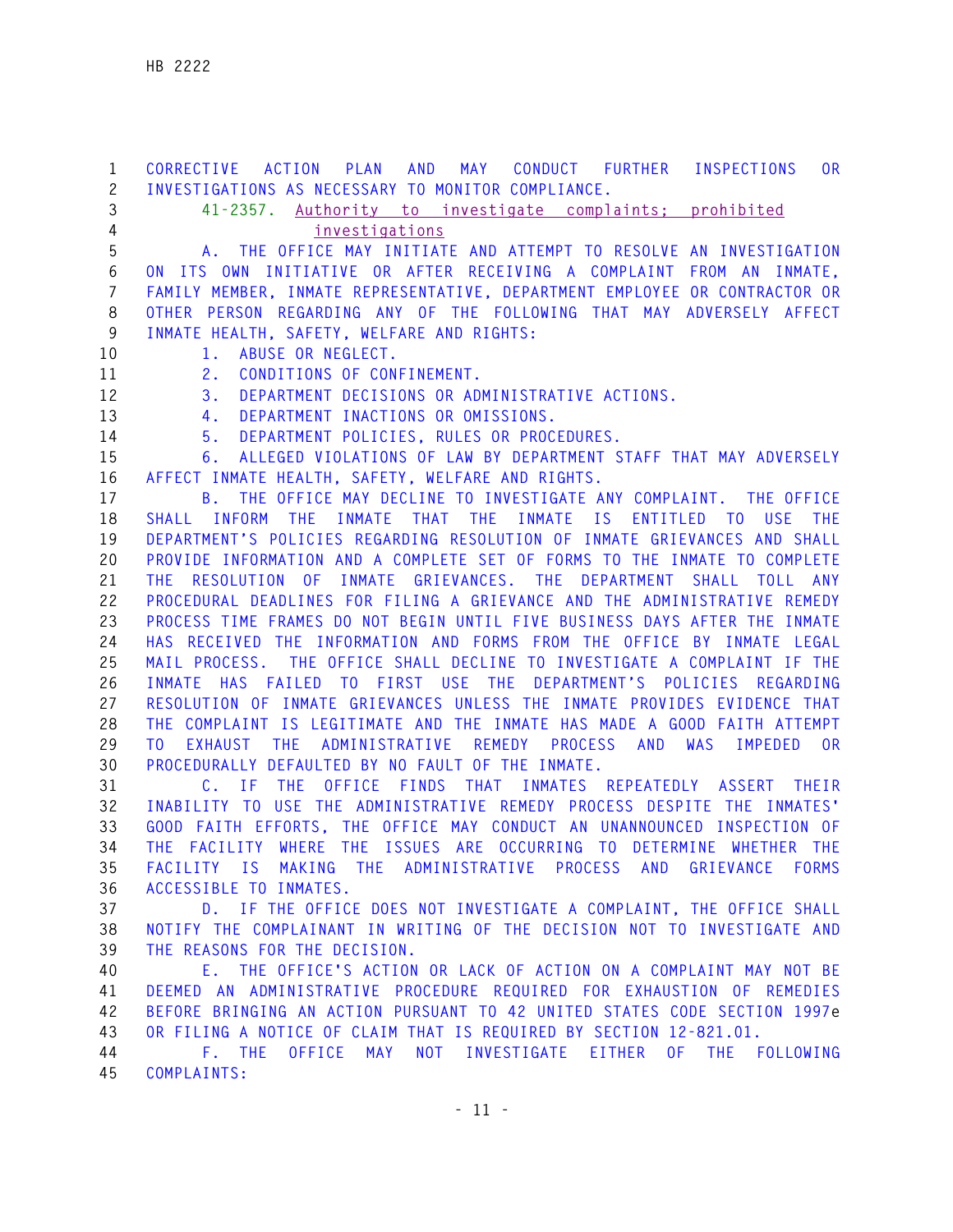CORRECTIVE ACTION PLAN AND MAY CONDUCT FURTHER INSPECTIONS OR INVESTIGATIONS AS NECESSARY TO MONITOR COMPLIANCE.

41-2357. Authority to investigate complaints; prohibited investigations

A. THE OFFICE MAY INITIATE AND ATTEMPT TO RESOLVE AN INVESTIGATION ON ITS OWN INITIATIVE OR AFTER RECEIVING A COMPLAINT FROM AN INMATE, FAMILY MEMBER, INMATE REPRESENTATIVE, DEPARTMENT EMPLOYEE OR CONTRACTOR OR OTHER PERSON REGARDING ANY OF THE FOLLOWING THAT MAY ADVERSELY AFFECT INMATE HEALTH, SAFETY, WELFARE AND RIGHTS:

1. ABUSE OR NEGLECT.

2. CONDITIONS OF CONFINEMENT.

3. DEPARTMENT DECISIONS OR ADMINISTRATIVE ACTIONS.

4. DEPARTMENT INACTIONS OR OMISSIONS.

5. DEPARTMENT POLICIES, RULES OR PROCEDURES.

6. ALLEGED VIOLATIONS OF LAW BY DEPARTMENT STAFF THAT MAY ADVERSELY AFFECT INMATE HEALTH, SAFETY, WELFARE AND RIGHTS.

B. THE OFFICE MAY DECLINE TO INVESTIGATE ANY COMPLAINT. THE OFFICE SHALL INFORM THE INMATE THAT THE INMATE IS ENTITLED TO USE THE DEPARTMENT'S POLICIES REGARDING RESOLUTION OF INMATE GRIEVANCES AND SHALL PROVIDE INFORMATION AND A COMPLETE SET OF FORMS TO THE INMATE TO COMPLETE THE RESOLUTION OF INMATE GRIEVANCES. THE DEPARTMENT SHALL TOLL ANY PROCEDURAL DEADLINES FOR FILING A GRIEVANCE AND THE ADMINISTRATIVE REMEDY PROCESS TIME FRAMES DO NOT BEGIN UNTIL FIVE BUSINESS DAYS AFTER THE INMATE HAS RECEIVED THE INFORMATION AND FORMS FROM THE OFFICE BY INMATE LEGAL MAIL PROCESS. THE OFFICE SHALL DECLINE TO INVESTIGATE A COMPLAINT IF THE INMATE HAS FAILED TO FIRST USE THE DEPARTMENT'S POLICIES REGARDING RESOLUTION OF INMATE GRIEVANCES UNLESS THE INMATE PROVIDES EVIDENCE THAT THE COMPLAINT IS LEGITIMATE AND THE INMATE HAS MADE A GOOD FAITH ATTEMPT TO EXHAUST THE ADMINISTRATIVE REMEDY PROCESS AND WAS IMPEDED OR PROCEDURALLY DEFAULTED BY NO FAULT OF THE INMATE.

C. IF THE OFFICE FINDS THAT INMATES REPEATEDLY ASSERT THEIR INABILITY TO USE THE ADMINISTRATIVE REMEDY PROCESS DESPITE THE INMATES' GOOD FAITH EFFORTS, THE OFFICE MAY CONDUCT AN UNANNOUNCED INSPECTION OF THE FACILITY WHERE THE ISSUES ARE OCCURRING TO DETERMINE WHETHER THE FACILITY IS MAKING THE ADMINISTRATIVE PROCESS AND GRIEVANCE FORMS ACCESSIBLE TO INMATES.

D. IF THE OFFICE DOES NOT INVESTIGATE A COMPLAINT, THE OFFICE SHALL NOTIFY THE COMPLAINANT IN WRITING OF THE DECISION NOT TO INVESTIGATE AND THE REASONS FOR THE DECISION.

E. THE OFFICE'S ACTION OR LACK OF ACTION ON A COMPLAINT MAY NOT BE DEEMED AN ADMINISTRATIVE PROCEDURE REQUIRED FOR EXHAUSTION OF REMEDIES BEFORE BRINGING AN ACTION PURSUANT TO 42 UNITED STATES CODE SECTION 1997e OR FILING A NOTICE OF CLAIM THAT IS REQUIRED BY SECTION 12-821.01.

F. THE OFFICE MAY NOT INVESTIGATE EITHER OF THE FOLLOWING COMPLAINTS: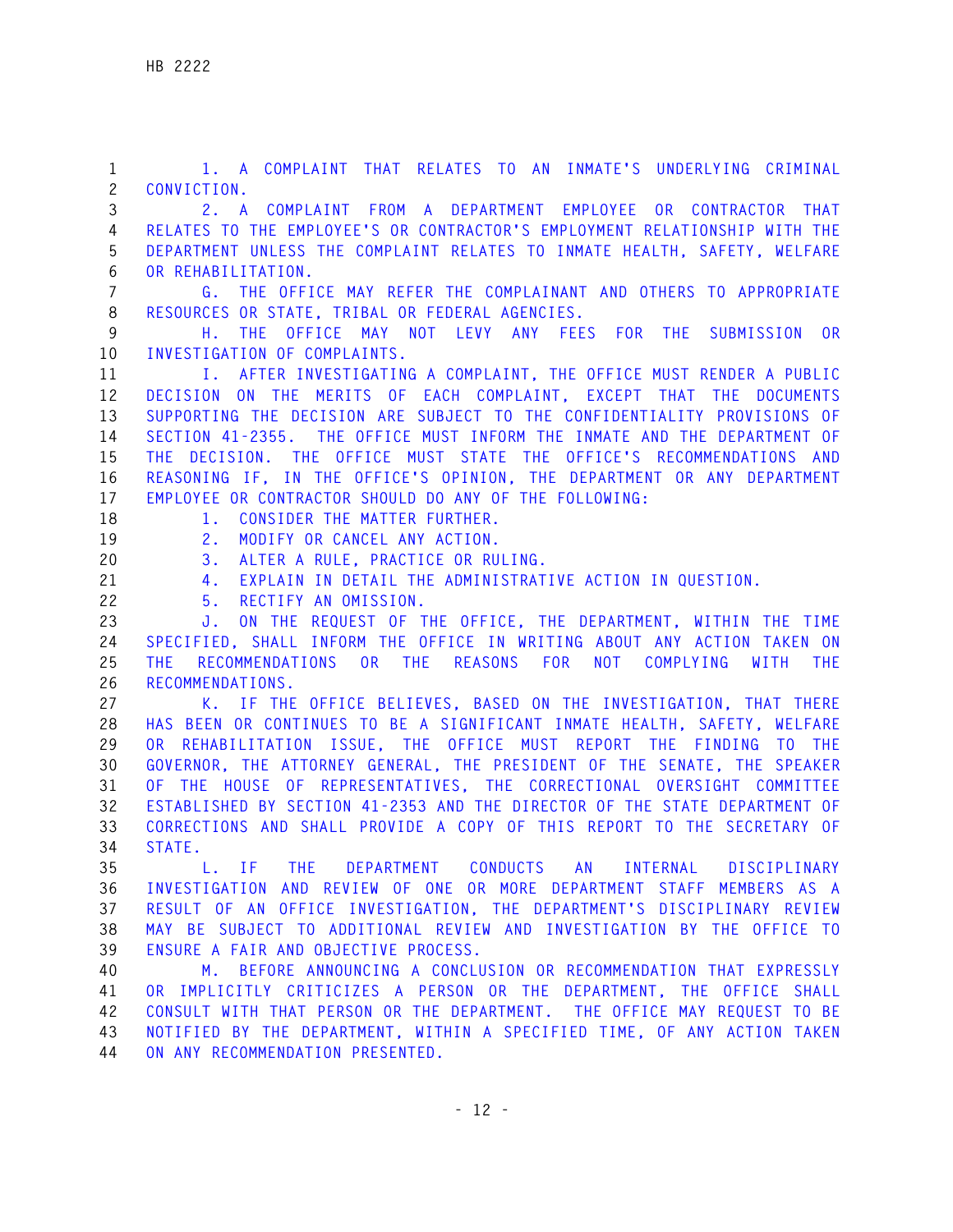1. A COMPLAINT THAT RELATES TO AN INMATE'S UNDERLYING CRIMINAL CONVICTION.

2. A COMPLAINT FROM A DEPARTMENT EMPLOYEE OR CONTRACTOR THAT RELATES TO THE EMPLOYEE'S OR CONTRACTOR'S EMPLOYMENT RELATIONSHIP WITH THE DEPARTMENT UNLESS THE COMPLAINT RELATES TO INMATE HEALTH, SAFETY, WELFARE OR REHABILITATION.

G. THE OFFICE MAY REFER THE COMPLAINANT AND OTHERS TO APPROPRIATE RESOURCES OR STATE, TRIBAL OR FEDERAL AGENCIES.

H. THE OFFICE MAY NOT LEVY ANY FEES FOR THE SUBMISSION OR INVESTIGATION OF COMPLAINTS.

I. AFTER INVESTIGATING A COMPLAINT, THE OFFICE MUST RENDER A PUBLIC DECISION ON THE MERITS OF EACH COMPLAINT, EXCEPT THAT THE DOCUMENTS SUPPORTING THE DECISION ARE SUBJECT TO THE CONFIDENTIALITY PROVISIONS OF SECTION 41-2355. THE OFFICE MUST INFORM THE INMATE AND THE DEPARTMENT OF THE DECISION. THE OFFICE MUST STATE THE OFFICE'S RECOMMENDATIONS AND REASONING IF, IN THE OFFICE'S OPINION, THE DEPARTMENT OR ANY DEPARTMENT EMPLOYEE OR CONTRACTOR SHOULD DO ANY OF THE FOLLOWING:

1. CONSIDER THE MATTER FURTHER.

2. MODIFY OR CANCEL ANY ACTION.

3. ALTER A RULE, PRACTICE OR RULING.

4. EXPLAIN IN DETAIL THE ADMINISTRATIVE ACTION IN QUESTION.

5. RECTIFY AN OMISSION.

J. ON THE REQUEST OF THE OFFICE, THE DEPARTMENT, WITHIN THE TIME SPECIFIED, SHALL INFORM THE OFFICE IN WRITING ABOUT ANY ACTION TAKEN ON THE RECOMMENDATIONS OR THE REASONS FOR NOT COMPLYING WITH THE RECOMMENDATIONS.

K. IF THE OFFICE BELIEVES, BASED ON THE INVESTIGATION, THAT THERE HAS BEEN OR CONTINUES TO BE A SIGNIFICANT INMATE HEALTH, SAFETY, WELFARE OR REHABILITATION ISSUE, THE OFFICE MUST REPORT THE FINDING TO THE GOVERNOR, THE ATTORNEY GENERAL, THE PRESIDENT OF THE SENATE, THE SPEAKER OF THE HOUSE OF REPRESENTATIVES, THE CORRECTIONAL OVERSIGHT COMMITTEE ESTABLISHED BY SECTION 41-2353 AND THE DIRECTOR OF THE STATE DEPARTMENT OF CORRECTIONS AND SHALL PROVIDE A COPY OF THIS REPORT TO THE SECRETARY OF STATE.

L. IF THE DEPARTMENT CONDUCTS AN INTERNAL DISCIPLINARY INVESTIGATION AND REVIEW OF ONE OR MORE DEPARTMENT STAFF MEMBERS AS A RESULT OF AN OFFICE INVESTIGATION, THE DEPARTMENT'S DISCIPLINARY REVIEW MAY BE SUBJECT TO ADDITIONAL REVIEW AND INVESTIGATION BY THE OFFICE TO ENSURE A FAIR AND OBJECTIVE PROCESS.

M. BEFORE ANNOUNCING A CONCLUSION OR RECOMMENDATION THAT EXPRESSLY OR IMPLICITLY CRITICIZES A PERSON OR THE DEPARTMENT, THE OFFICE SHALL CONSULT WITH THAT PERSON OR THE DEPARTMENT. THE OFFICE MAY REQUEST TO BE NOTIFIED BY THE DEPARTMENT, WITHIN A SPECIFIED TIME, OF ANY ACTION TAKEN ON ANY RECOMMENDATION PRESENTED.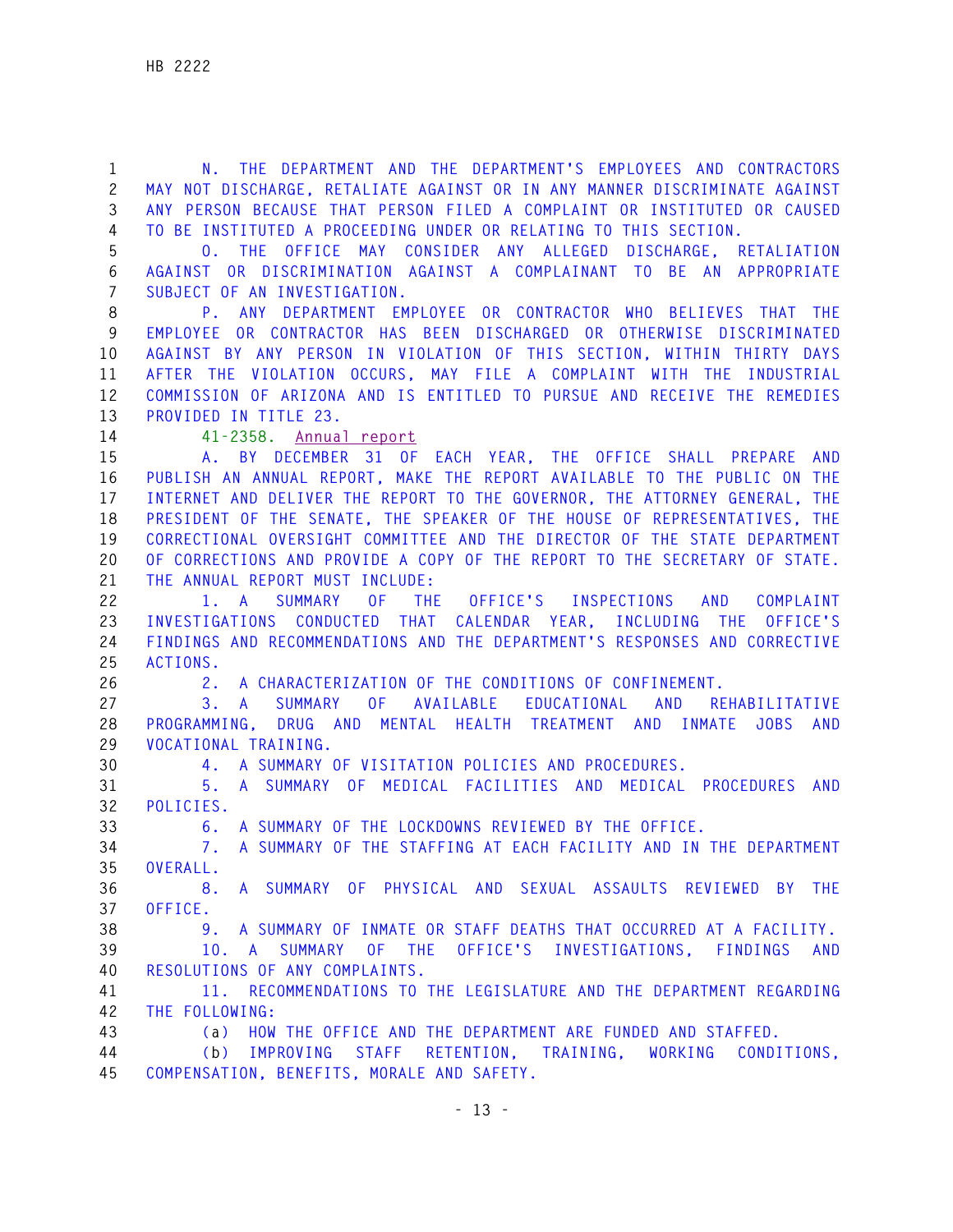N. THE DEPARTMENT AND THE DEPARTMENT'S EMPLOYEES AND CONTRACTORS MAY NOT DISCHARGE, RETALIATE AGAINST OR IN ANY MANNER DISCRIMINATE AGAINST ANY PERSON BECAUSE THAT PERSON FILED A COMPLAINT OR INSTITUTED OR CAUSED TO BE INSTITUTED A PROCEEDING UNDER OR RELATING TO THIS SECTION.

O. THE OFFICE MAY CONSIDER ANY ALLEGED DISCHARGE, RETALIATION AGAINST OR DISCRIMINATION AGAINST A COMPLAINANT TO BE AN APPROPRIATE SUBJECT OF AN INVESTIGATION.

P. ANY DEPARTMENT EMPLOYEE OR CONTRACTOR WHO BELIEVES THAT THE EMPLOYEE OR CONTRACTOR HAS BEEN DISCHARGED OR OTHERWISE DISCRIMINATED AGAINST BY ANY PERSON IN VIOLATION OF THIS SECTION, WITHIN THIRTY DAYS AFTER THE VIOLATION OCCURS, MAY FILE A COMPLAINT WITH THE INDUSTRIAL COMMISSION OF ARIZONA AND IS ENTITLED TO PURSUE AND RECEIVE THE REMEDIES PROVIDED IN TITLE 23.

41-2358. Annual report

A. BY DECEMBER 31 OF EACH YEAR, THE OFFICE SHALL PREPARE AND PUBLISH AN ANNUAL REPORT, MAKE THE REPORT AVAILABLE TO THE PUBLIC ON THE INTERNET AND DELIVER THE REPORT TO THE GOVERNOR, THE ATTORNEY GENERAL, THE PRESIDENT OF THE SENATE, THE SPEAKER OF THE HOUSE OF REPRESENTATIVES, THE CORRECTIONAL OVERSIGHT COMMITTEE AND THE DIRECTOR OF THE STATE DEPARTMENT OF CORRECTIONS AND PROVIDE A COPY OF THE REPORT TO THE SECRETARY OF STATE. THE ANNUAL REPORT MUST INCLUDE:

1. A SUMMARY OF THE OFFICE'S INSPECTIONS AND COMPLAINT INVESTIGATIONS CONDUCTED THAT CALENDAR YEAR, INCLUDING THE OFFICE'S FINDINGS AND RECOMMENDATIONS AND THE DEPARTMENT'S RESPONSES AND CORRECTIVE ACTIONS.

2. A CHARACTERIZATION OF THE CONDITIONS OF CONFINEMENT.

3. A SUMMARY OF AVAILABLE EDUCATIONAL AND REHABILITATIVE PROGRAMMING, DRUG AND MENTAL HEALTH TREATMENT AND INMATE JOBS AND VOCATIONAL TRAINING.

4. A SUMMARY OF VISITATION POLICIES AND PROCEDURES.

5. A SUMMARY OF MEDICAL FACILITIES AND MEDICAL PROCEDURES AND POLICIES.

6. A SUMMARY OF THE LOCKDOWNS REVIEWED BY THE OFFICE.

7. A SUMMARY OF THE STAFFING AT EACH FACILITY AND IN THE DEPARTMENT OVERALL.

8. A SUMMARY OF PHYSICAL AND SEXUAL ASSAULTS REVIEWED BY THE OFFICE.

9. A SUMMARY OF INMATE OR STAFF DEATHS THAT OCCURRED AT A FACILITY.

10. A SUMMARY OF THE OFFICE'S INVESTIGATIONS, FINDINGS AND RESOLUTIONS OF ANY COMPLAINTS.

11. RECOMMENDATIONS TO THE LEGISLATURE AND THE DEPARTMENT REGARDING THE FOLLOWING:

(a) HOW THE OFFICE AND THE DEPARTMENT ARE FUNDED AND STAFFED.

(b) IMPROVING STAFF RETENTION, TRAINING, WORKING CONDITIONS, COMPENSATION, BENEFITS, MORALE AND SAFETY.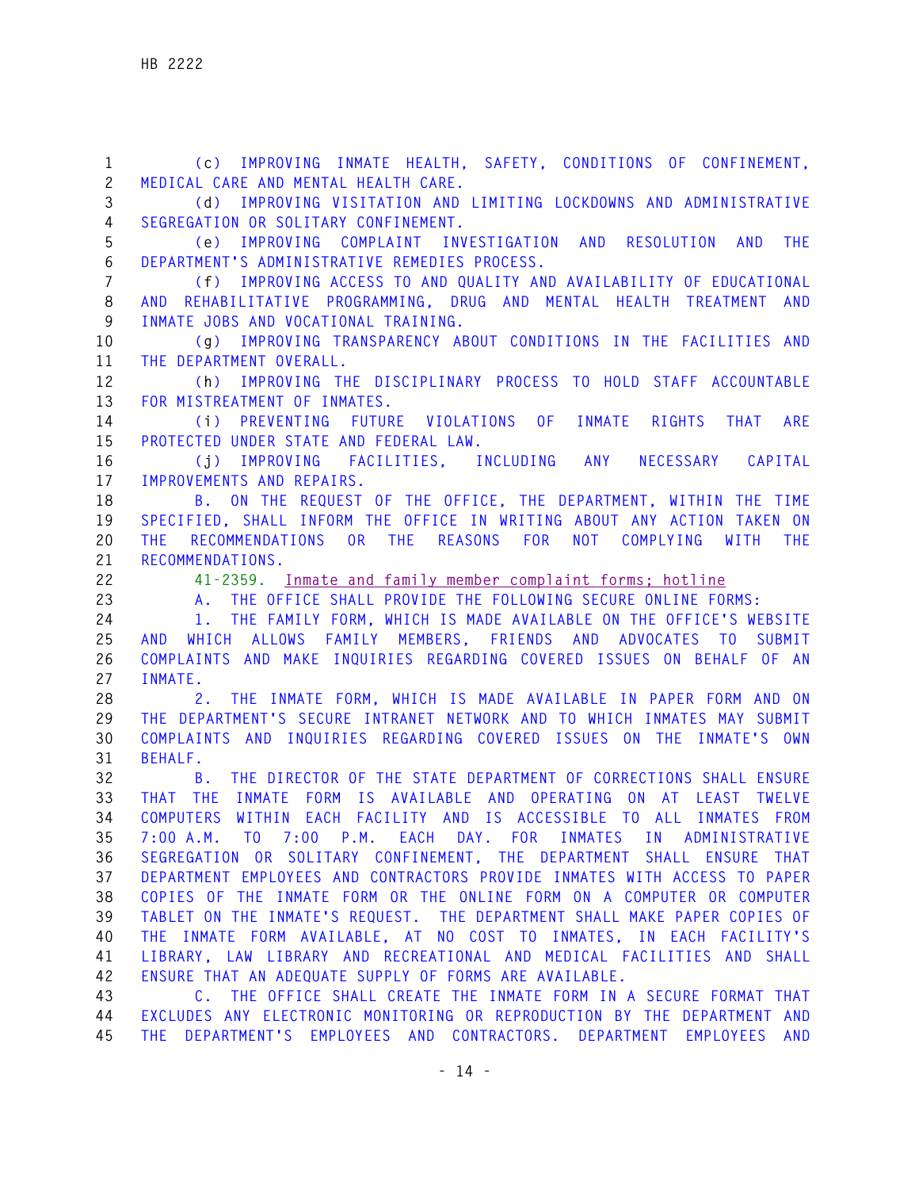(c) IMPROVING INMATE HEALTH, SAFETY, CONDITIONS OF CONFINEMENT, MEDICAL CARE AND MENTAL HEALTH CARE.

(d) IMPROVING VISITATION AND LIMITING LOCKDOWNS AND ADMINISTRATIVE SEGREGATION OR SOLITARY CONFINEMENT.

(e) IMPROVING COMPLAINT INVESTIGATION AND RESOLUTION AND THE DEPARTMENT'S ADMINISTRATIVE REMEDIES PROCESS.

(f) IMPROVING ACCESS TO AND QUALITY AND AVAILABILITY OF EDUCATIONAL AND REHABILITATIVE PROGRAMMING, DRUG AND MENTAL HEALTH TREATMENT AND INMATE JOBS AND VOCATIONAL TRAINING.

(g) IMPROVING TRANSPARENCY ABOUT CONDITIONS IN THE FACILITIES AND THE DEPARTMENT OVERALL.

(h) IMPROVING THE DISCIPLINARY PROCESS TO HOLD STAFF ACCOUNTABLE FOR MISTREATMENT OF INMATES.

(i) PREVENTING FUTURE VIOLATIONS OF INMATE RIGHTS THAT ARE PROTECTED UNDER STATE AND FEDERAL LAW.

(j) IMPROVING FACILITIES, INCLUDING ANY NECESSARY CAPITAL IMPROVEMENTS AND REPAIRS.

B. ON THE REQUEST OF THE OFFICE, THE DEPARTMENT, WITHIN THE TIME SPECIFIED, SHALL INFORM THE OFFICE IN WRITING ABOUT ANY ACTION TAKEN ON THE RECOMMENDATIONS OR THE REASONS FOR NOT COMPLYING WITH THE RECOMMENDATIONS.

41-2359. Inmate and family member complaint forms; hotline

A. THE OFFICE SHALL PROVIDE THE FOLLOWING SECURE ONLINE FORMS:

1. THE FAMILY FORM, WHICH IS MADE AVAILABLE ON THE OFFICE'S WEBSITE AND WHICH ALLOWS FAMILY MEMBERS, FRIENDS AND ADVOCATES TO SUBMIT COMPLAINTS AND MAKE INQUIRIES REGARDING COVERED ISSUES ON BEHALF OF AN INMATE.

2. THE INMATE FORM, WHICH IS MADE AVAILABLE IN PAPER FORM AND ON THE DEPARTMENT'S SECURE INTRANET NETWORK AND TO WHICH INMATES MAY SUBMIT COMPLAINTS AND INQUIRIES REGARDING COVERED ISSUES ON THE INMATE'S OWN BEHALF.

B. THE DIRECTOR OF THE STATE DEPARTMENT OF CORRECTIONS SHALL ENSURE THAT THE INMATE FORM IS AVAILABLE AND OPERATING ON AT LEAST TWELVE COMPUTERS WITHIN EACH FACILITY AND IS ACCESSIBLE TO ALL INMATES FROM 7:00 A.M. TO 7:00 P.M. EACH DAY. FOR INMATES IN ADMINISTRATIVE SEGREGATION OR SOLITARY CONFINEMENT, THE DEPARTMENT SHALL ENSURE THAT DEPARTMENT EMPLOYEES AND CONTRACTORS PROVIDE INMATES WITH ACCESS TO PAPER COPIES OF THE INMATE FORM OR THE ONLINE FORM ON A COMPUTER OR COMPUTER TABLET ON THE INMATE'S REQUEST. THE DEPARTMENT SHALL MAKE PAPER COPIES OF THE INMATE FORM AVAILABLE, AT NO COST TO INMATES, IN EACH FACILITY'S LIBRARY, LAW LIBRARY AND RECREATIONAL AND MEDICAL FACILITIES AND SHALL ENSURE THAT AN ADEQUATE SUPPLY OF FORMS ARE AVAILABLE.

C. THE OFFICE SHALL CREATE THE INMATE FORM IN A SECURE FORMAT THAT EXCLUDES ANY ELECTRONIC MONITORING OR REPRODUCTION BY THE DEPARTMENT AND THE DEPARTMENT'S EMPLOYEES AND CONTRACTORS. DEPARTMENT EMPLOYEES AND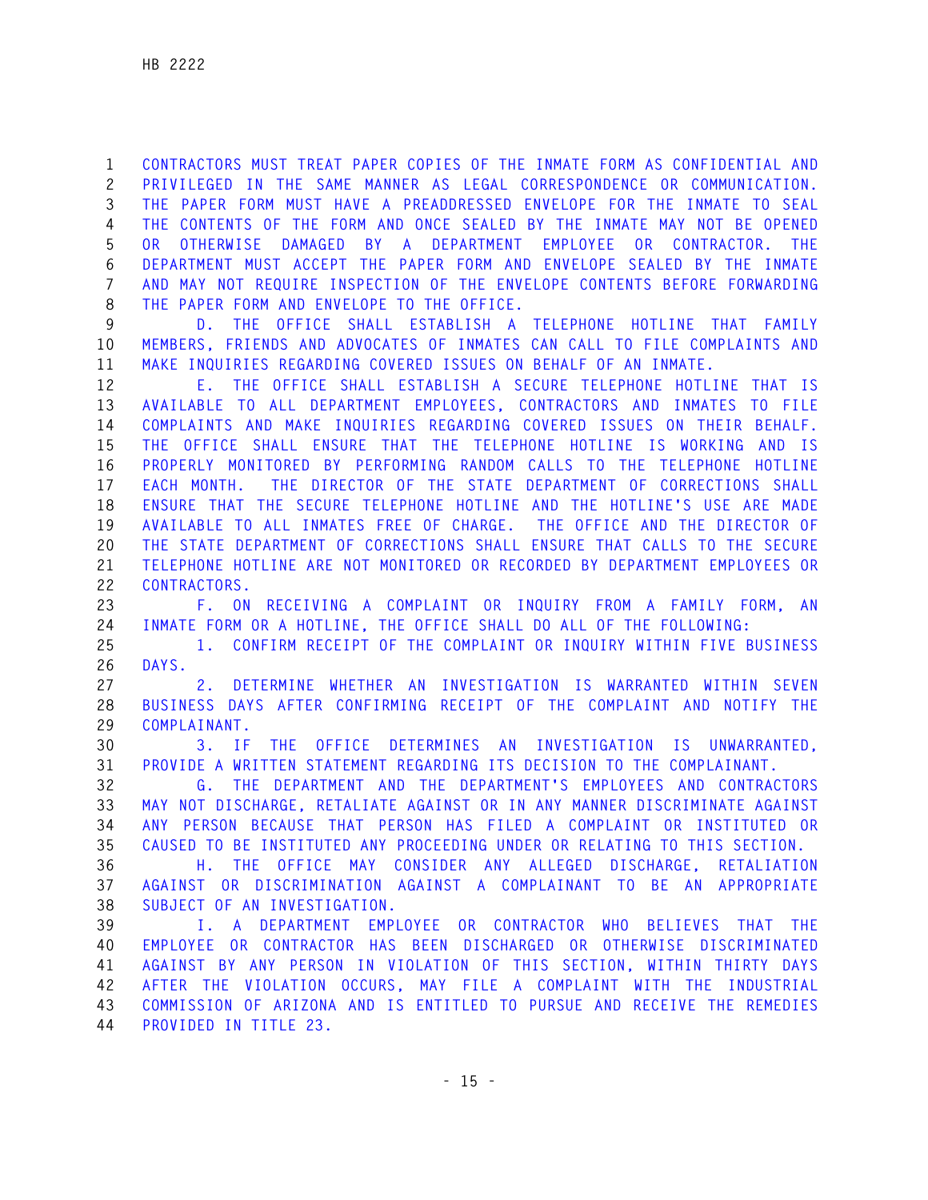CONTRACTORS MUST TREAT PAPER COPIES OF THE INMATE FORM AS CONFIDENTIAL AND PRIVILEGED IN THE SAME MANNER AS LEGAL CORRESPONDENCE OR COMMUNICATION. THE PAPER FORM MUST HAVE A PREADDRESSED ENVELOPE FOR THE INMATE TO SEAL THE CONTENTS OF THE FORM AND ONCE SEALED BY THE INMATE MAY NOT BE OPENED OR OTHERWISE DAMAGED BY A DEPARTMENT EMPLOYEE OR CONTRACTOR. THE DEPARTMENT MUST ACCEPT THE PAPER FORM AND ENVELOPE SEALED BY THE INMATE AND MAY NOT REQUIRE INSPECTION OF THE ENVELOPE CONTENTS BEFORE FORWARDING THE PAPER FORM AND ENVELOPE TO THE OFFICE.

D. THE OFFICE SHALL ESTABLISH A TELEPHONE HOTLINE THAT FAMILY MEMBERS, FRIENDS AND ADVOCATES OF INMATES CAN CALL TO FILE COMPLAINTS AND MAKE INQUIRIES REGARDING COVERED ISSUES ON BEHALF OF AN INMATE.

E. THE OFFICE SHALL ESTABLISH A SECURE TELEPHONE HOTLINE THAT IS AVAILABLE TO ALL DEPARTMENT EMPLOYEES, CONTRACTORS AND INMATES TO FILE COMPLAINTS AND MAKE INQUIRIES REGARDING COVERED ISSUES ON THEIR BEHALF. THE OFFICE SHALL ENSURE THAT THE TELEPHONE HOTLINE IS WORKING AND IS PROPERLY MONITORED BY PERFORMING RANDOM CALLS TO THE TELEPHONE HOTLINE EACH MONTH. THE DIRECTOR OF THE STATE DEPARTMENT OF CORRECTIONS SHALL ENSURE THAT THE SECURE TELEPHONE HOTLINE AND THE HOTLINE'S USE ARE MADE AVAILABLE TO ALL INMATES FREE OF CHARGE. THE OFFICE AND THE DIRECTOR OF THE STATE DEPARTMENT OF CORRECTIONS SHALL ENSURE THAT CALLS TO THE SECURE TELEPHONE HOTLINE ARE NOT MONITORED OR RECORDED BY DEPARTMENT EMPLOYEES OR CONTRACTORS.

F. ON RECEIVING A COMPLAINT OR INQUIRY FROM A FAMILY FORM, AN INMATE FORM OR A HOTLINE, THE OFFICE SHALL DO ALL OF THE FOLLOWING:

1. CONFIRM RECEIPT OF THE COMPLAINT OR INQUIRY WITHIN FIVE BUSINESS DAYS.

2. DETERMINE WHETHER AN INVESTIGATION IS WARRANTED WITHIN SEVEN BUSINESS DAYS AFTER CONFIRMING RECEIPT OF THE COMPLAINT AND NOTIFY THE COMPLAINANT.

3. IF THE OFFICE DETERMINES AN INVESTIGATION IS UNWARRANTED, PROVIDE A WRITTEN STATEMENT REGARDING ITS DECISION TO THE COMPLAINANT.

G. THE DEPARTMENT AND THE DEPARTMENT'S EMPLOYEES AND CONTRACTORS MAY NOT DISCHARGE, RETALIATE AGAINST OR IN ANY MANNER DISCRIMINATE AGAINST ANY PERSON BECAUSE THAT PERSON HAS FILED A COMPLAINT OR INSTITUTED OR CAUSED TO BE INSTITUTED ANY PROCEEDING UNDER OR RELATING TO THIS SECTION.

H. THE OFFICE MAY CONSIDER ANY ALLEGED DISCHARGE, RETALIATION AGAINST OR DISCRIMINATION AGAINST A COMPLAINANT TO BE AN APPROPRIATE SUBJECT OF AN INVESTIGATION.

I. A DEPARTMENT EMPLOYEE OR CONTRACTOR WHO BELIEVES THAT THE EMPLOYEE OR CONTRACTOR HAS BEEN DISCHARGED OR OTHERWISE DISCRIMINATED AGAINST BY ANY PERSON IN VIOLATION OF THIS SECTION, WITHIN THIRTY DAYS AFTER THE VIOLATION OCCURS, MAY FILE A COMPLAINT WITH THE INDUSTRIAL COMMISSION OF ARIZONA AND IS ENTITLED TO PURSUE AND RECEIVE THE REMEDIES PROVIDED IN TITLE 23.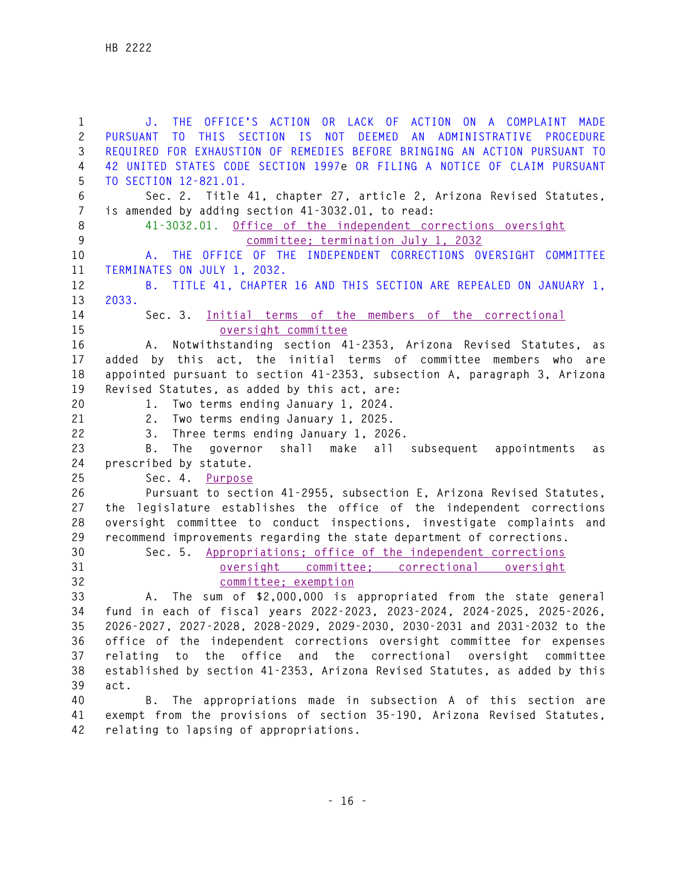J. THE OFFICE'S ACTION OR LACK OF ACTION ON A COMPLAINT MADE PURSUANT TO THIS SECTION IS NOT DEEMED AN ADMINISTRATIVE PROCEDURE REQUIRED FOR EXHAUSTION OF REMEDIES BEFORE BRINGING AN ACTION PURSUANT TO 42 UNITED STATES CODE SECTION 1997e OR FILING A NOTICE OF CLAIM PURSUANT TO SECTION 12-821.01.

Sec. 2. Title 41, chapter 27, article 2, Arizona Revised Statutes, is amended by adding section 41-3032.01, to read:

41-3032.01. Office of the independent corrections oversight committee; termination July 1, 2032

A. THE OFFICE OF THE INDEPENDENT CORRECTIONS OVERSIGHT COMMITTEE TERMINATES ON JULY 1, 2032.

B. TITLE 41, CHAPTER 16 AND THIS SECTION ARE REPEALED ON JANUARY 1, 2033.

Sec. 3. Initial terms of the members of the correctional oversight committee

A. Notwithstanding section 41-2353, Arizona Revised Statutes, as added by this act, the initial terms of committee members who are appointed pursuant to section 41-2353, subsection A, paragraph 3, Arizona Revised Statutes, as added by this act, are:

1. Two terms ending January 1, 2024.
2. Two terms ending January 1, 2025.
3. Three terms ending January 1, 2026.

B. The governor shall make all subsequent appointments as prescribed by statute.

Sec. 4. Purpose

Pursuant to section 41-2955, subsection E, Arizona Revised Statutes, the legislature establishes the office of the independent corrections oversight committee to conduct inspections, investigate complaints and recommend improvements regarding the state department of corrections.

Sec. 5. Appropriations; office of the independent corrections oversight committee; correctional oversight committee; exemption

A. The sum of $2,000,000 is appropriated from the state general fund in each of fiscal years 2022-2023, 2023-2024, 2024-2025, 2025-2026, 2026-2027, 2027-2028, 2028-2029, 2029-2030, 2030-2031 and 2031-2032 to the office of the independent corrections oversight committee for expenses relating to the office and the correctional oversight committee established by section 41-2353, Arizona Revised Statutes, as added by this act.

B. The appropriations made in subsection A of this section are exempt from the provisions of section 35-190, Arizona Revised Statutes, relating to lapsing of appropriations.